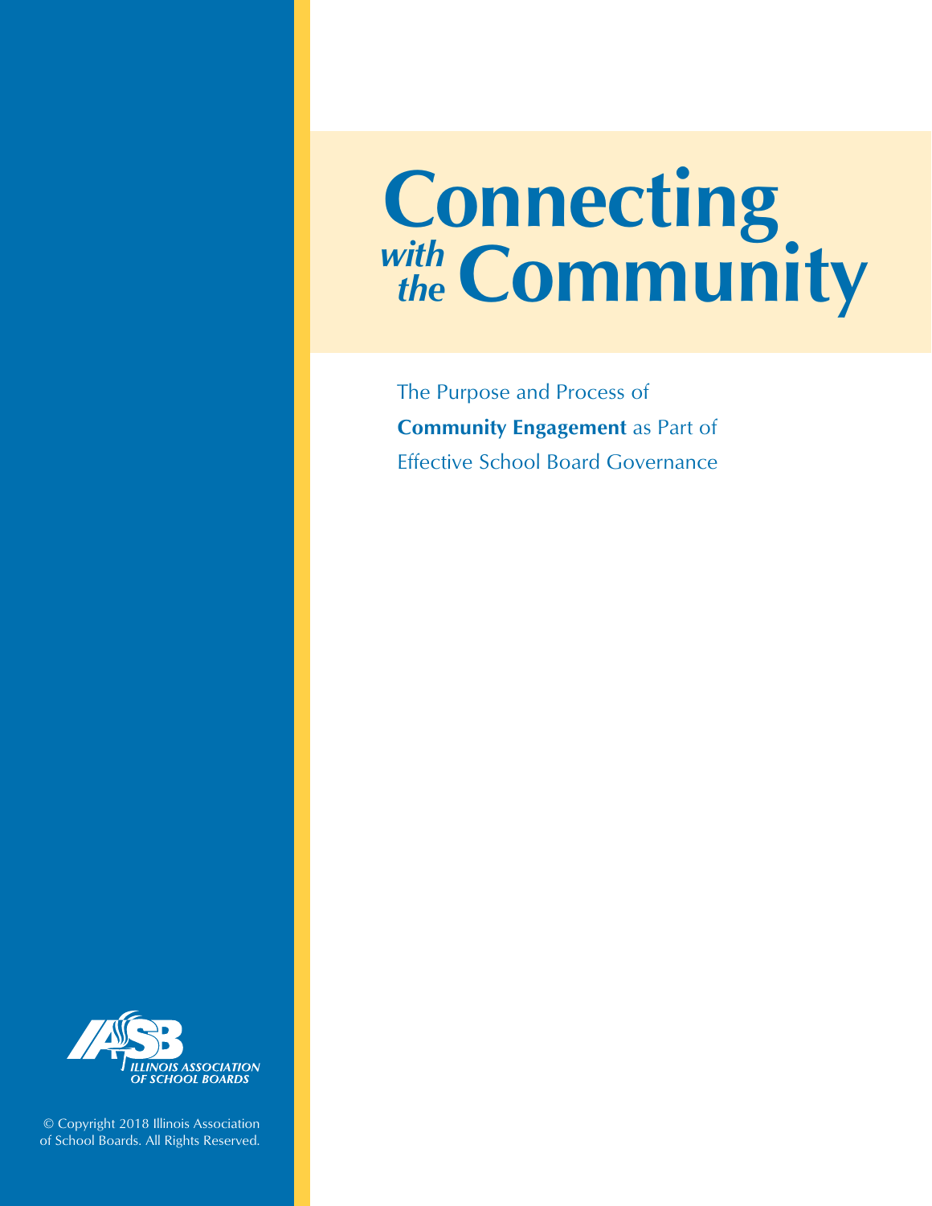# Connecting *with the* Community

The Purpose and Process of **Community Engagement** as Part of Effective School Board Governance

ILLINOIS ASSOCIATION OF SCHOOL BOARDS

© Copyright 2018 Illinois Association of School Boards. All Rights Reserved.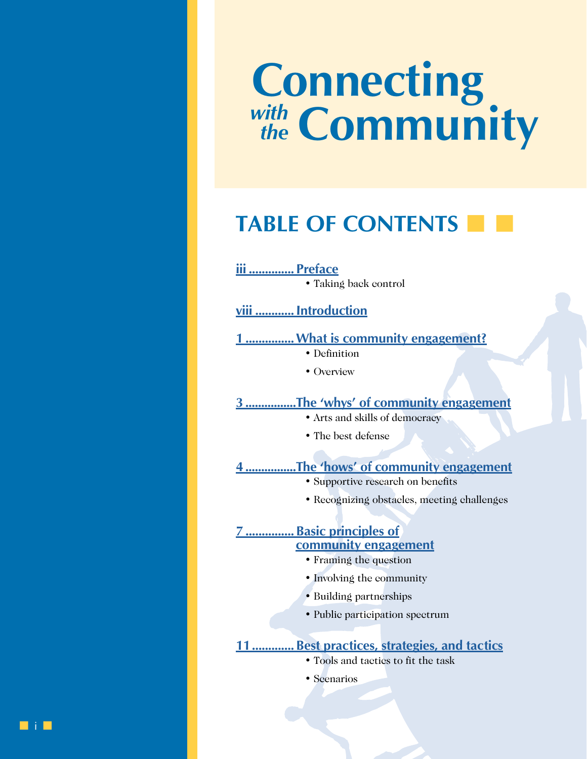# Connecting *with the* Community

## TABLE OF CONTENTS

**iii .............. Preface**
- Taking back control

**viii ............ Introduction**

**1 ............... What is community engagement?**
- Definition
- Overview

**3 ................The 'whys' of community engagement**
- Arts and skills of democracy
- The best defense

**4 ................The 'hows' of community engagement**
- Supportive research on benefits
- Recognizing obstacles, meeting challenges

**7 ............... Basic principles of community engagement**
- Framing the question
- Involving the community
- Building partnerships
- Public participation spectrum

**11 ............. Best practices, strategies, and tactics**
- Tools and tactics to fit the task
- Scenarios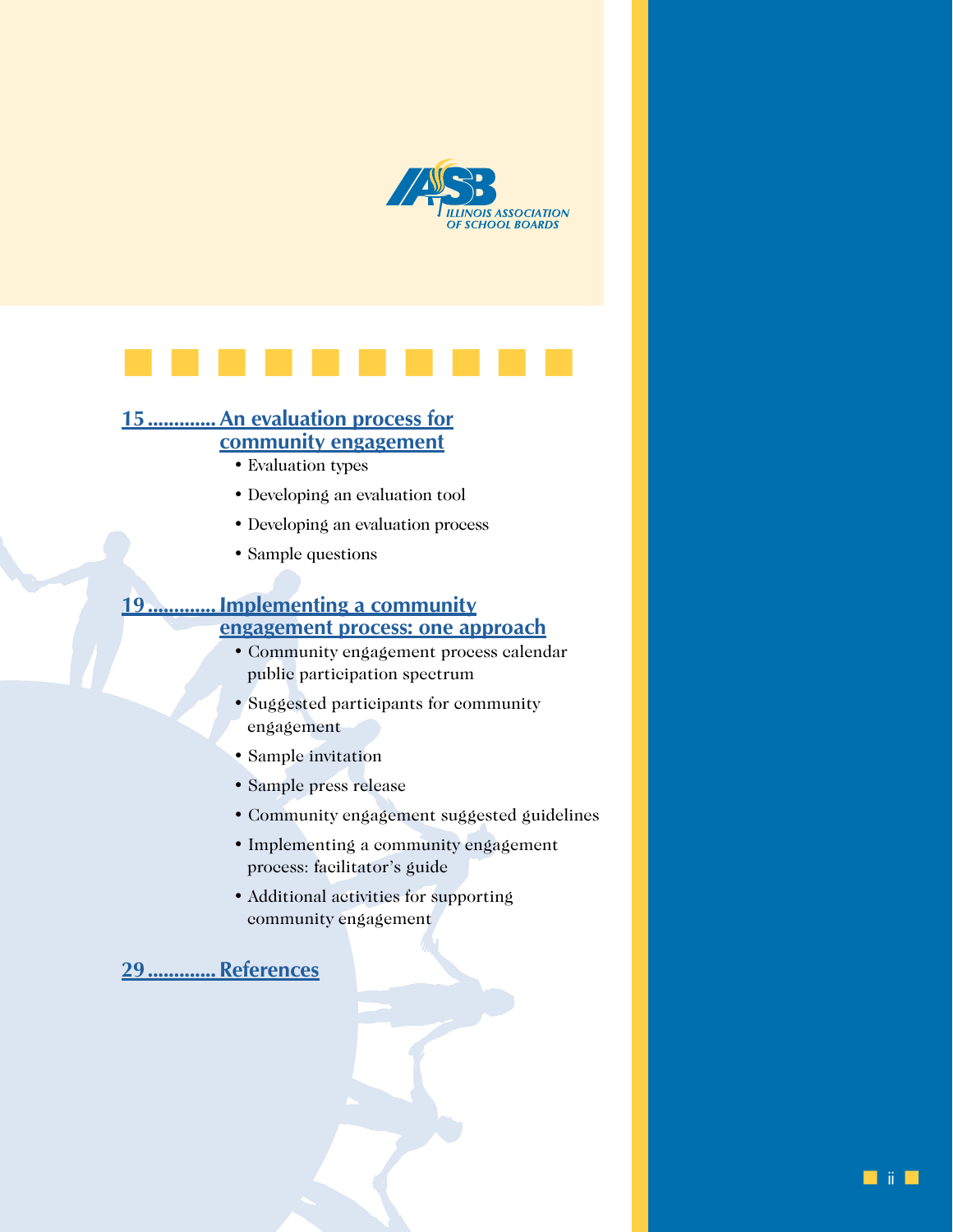ILLINOIS ASSOCIATION OF SCHOOL BOARDS

**15 ............. An evaluation process for community engagement**

- Evaluation types
- Developing an evaluation tool
- Developing an evaluation process
- Sample questions

**19 ............. Implementing a community engagement process: one approach**

- Community engagement process calendar public participation spectrum
- Suggested participants for community engagement
- Sample invitation
- Sample press release
- Community engagement suggested guidelines
- Implementing a community engagement process: facilitator's guide
- Additional activities for supporting community engagement

**29 ............. References**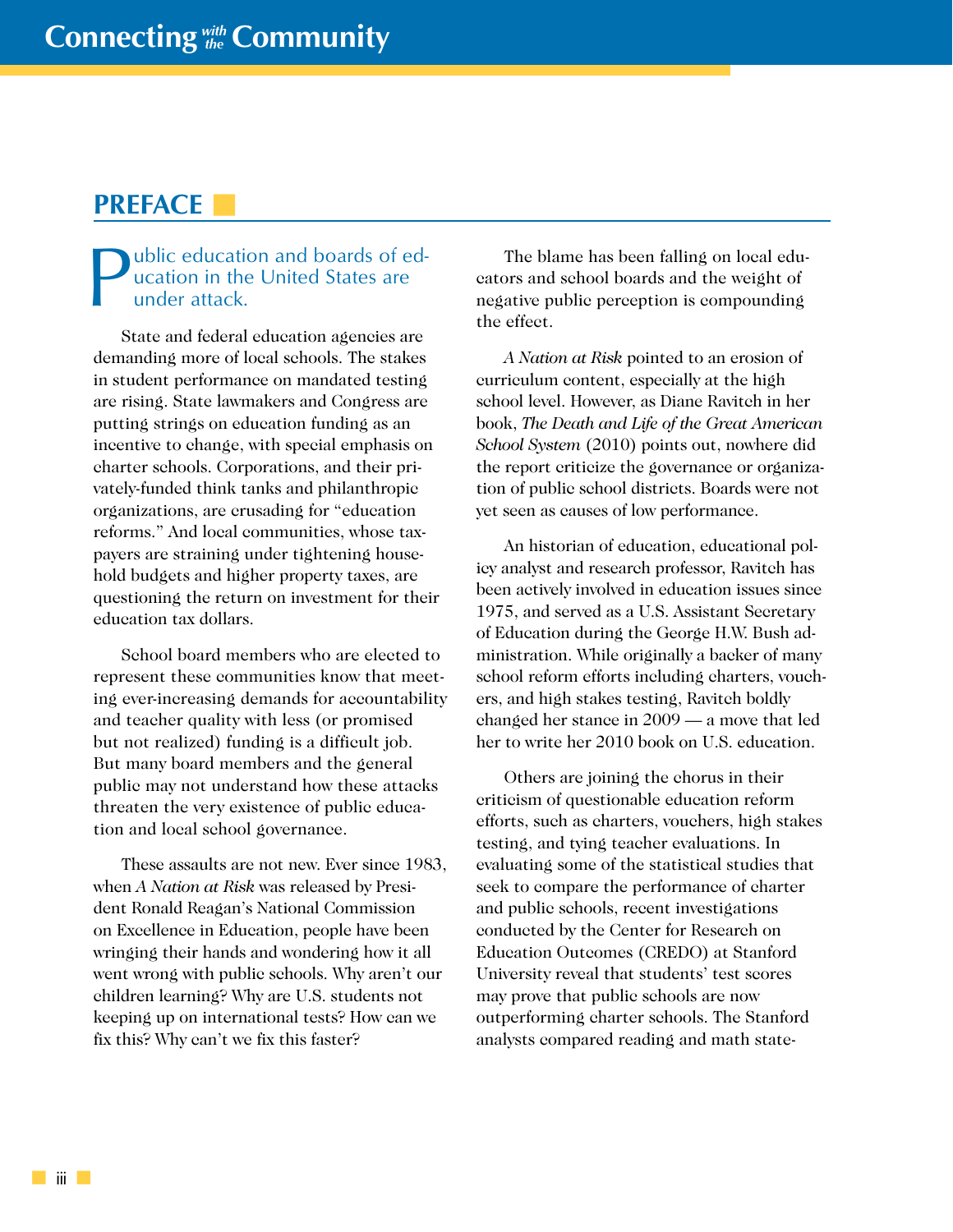## PREFACE

Public education and boards of education in the United States are under attack.

State and federal education agencies are demanding more of local schools. The stakes in student performance on mandated testing are rising. State lawmakers and Congress are putting strings on education funding as an incentive to change, with special emphasis on charter schools. Corporations, and their privately-funded think tanks and philanthropic organizations, are crusading for "education reforms." And local communities, whose taxpayers are straining under tightening household budgets and higher property taxes, are questioning the return on investment for their education tax dollars.

School board members who are elected to represent these communities know that meeting ever-increasing demands for accountability and teacher quality with less (or promised but not realized) funding is a difficult job. But many board members and the general public may not understand how these attacks threaten the very existence of public education and local school governance.

These assaults are not new. Ever since 1983, when *A Nation at Risk* was released by President Ronald Reagan's National Commission on Excellence in Education, people have been wringing their hands and wondering how it all went wrong with public schools. Why aren't our children learning? Why are U.S. students not keeping up on international tests? How can we fix this? Why can't we fix this faster?

The blame has been falling on local educators and school boards and the weight of negative public perception is compounding the effect.

*A Nation at Risk* pointed to an erosion of curriculum content, especially at the high school level. However, as Diane Ravitch in her book, *The Death and Life of the Great American School System* (2010) points out, nowhere did the report criticize the governance or organization of public school districts. Boards were not yet seen as causes of low performance.

An historian of education, educational policy analyst and research professor, Ravitch has been actively involved in education issues since 1975, and served as a U.S. Assistant Secretary of Education during the George H.W. Bush administration. While originally a backer of many school reform efforts including charters, vouchers, and high stakes testing, Ravitch boldly changed her stance in 2009 — a move that led her to write her 2010 book on U.S. education.

Others are joining the chorus in their criticism of questionable education reform efforts, such as charters, vouchers, high stakes testing, and tying teacher evaluations. In evaluating some of the statistical studies that seek to compare the performance of charter and public schools, recent investigations conducted by the Center for Research on Education Outcomes (CREDO) at Stanford University reveal that students' test scores may prove that public schools are now outperforming charter schools. The Stanford analysts compared reading and math state-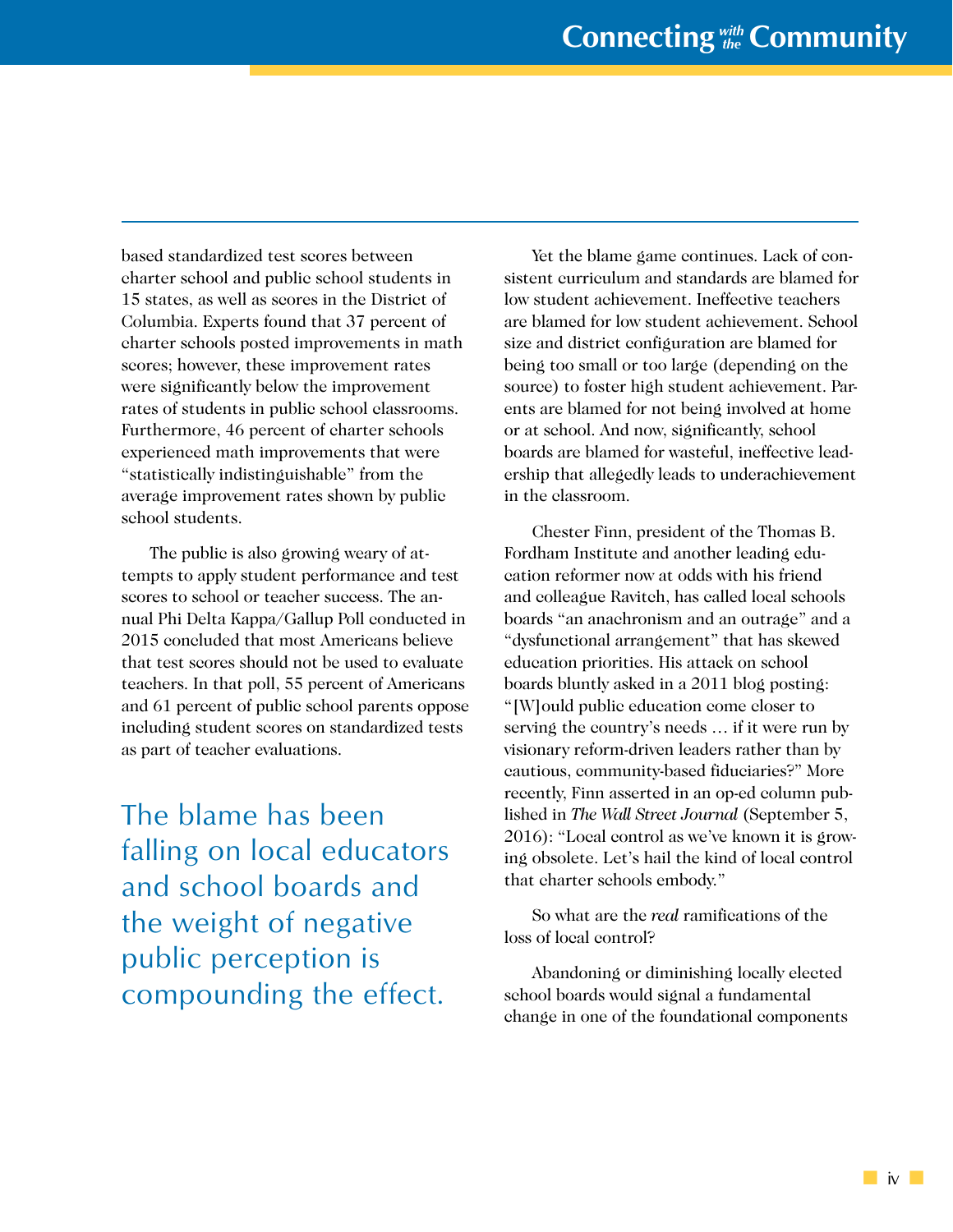based standardized test scores between charter school and public school students in 15 states, as well as scores in the District of Columbia. Experts found that 37 percent of charter schools posted improvements in math scores; however, these improvement rates were significantly below the improvement rates of students in public school classrooms. Furthermore, 46 percent of charter schools experienced math improvements that were "statistically indistinguishable" from the average improvement rates shown by public school students.

The public is also growing weary of attempts to apply student performance and test scores to school or teacher success. The annual Phi Delta Kappa/Gallup Poll conducted in 2015 concluded that most Americans believe that test scores should not be used to evaluate teachers. In that poll, 55 percent of Americans and 61 percent of public school parents oppose including student scores on standardized tests as part of teacher evaluations.

> The blame has been falling on local educators and school boards and the weight of negative public perception is compounding the effect.

Yet the blame game continues. Lack of consistent curriculum and standards are blamed for low student achievement. Ineffective teachers are blamed for low student achievement. School size and district configuration are blamed for being too small or too large (depending on the source) to foster high student achievement. Parents are blamed for not being involved at home or at school. And now, significantly, school boards are blamed for wasteful, ineffective leadership that allegedly leads to underachievement in the classroom.

Chester Finn, president of the Thomas B. Fordham Institute and another leading education reformer now at odds with his friend and colleague Ravitch, has called local schools boards "an anachronism and an outrage" and a "dysfunctional arrangement" that has skewed education priorities. His attack on school boards bluntly asked in a 2011 blog posting: "[W]ould public education come closer to serving the country's needs … if it were run by visionary reform-driven leaders rather than by cautious, community-based fiduciaries?" More recently, Finn asserted in an op-ed column published in *The Wall Street Journal* (September 5, 2016): "Local control as we've known it is growing obsolete. Let's hail the kind of local control that charter schools embody."

So what are the *real* ramifications of the loss of local control?

Abandoning or diminishing locally elected school boards would signal a fundamental change in one of the foundational components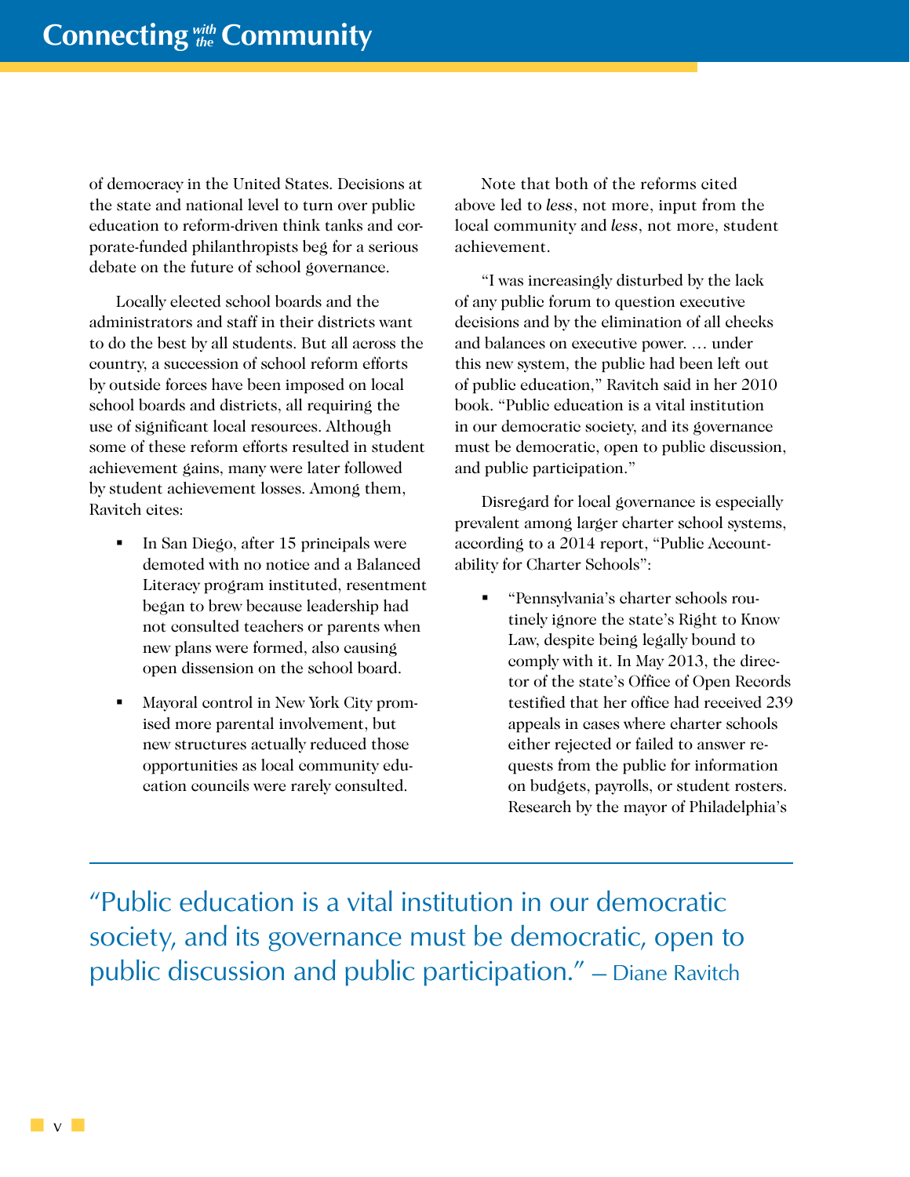of democracy in the United States. Decisions at the state and national level to turn over public education to reform-driven think tanks and corporate-funded philanthropists beg for a serious debate on the future of school governance.

Locally elected school boards and the administrators and staff in their districts want to do the best by all students. But all across the country, a succession of school reform efforts by outside forces have been imposed on local school boards and districts, all requiring the use of significant local resources. Although some of these reform efforts resulted in student achievement gains, many were later followed by student achievement losses. Among them, Ravitch cites:

- In San Diego, after 15 principals were demoted with no notice and a Balanced Literacy program instituted, resentment began to brew because leadership had not consulted teachers or parents when new plans were formed, also causing open dissension on the school board.
- Mayoral control in New York City promised more parental involvement, but new structures actually reduced those opportunities as local community education councils were rarely consulted.

Note that both of the reforms cited above led to *less*, not more, input from the local community and *less*, not more, student achievement.

"I was increasingly disturbed by the lack of any public forum to question executive decisions and by the elimination of all checks and balances on executive power. … under this new system, the public had been left out of public education," Ravitch said in her 2010 book. "Public education is a vital institution in our democratic society, and its governance must be democratic, open to public discussion, and public participation."

Disregard for local governance is especially prevalent among larger charter school systems, according to a 2014 report, "Public Accountability for Charter Schools":

- "Pennsylvania's charter schools routinely ignore the state's Right to Know Law, despite being legally bound to comply with it. In May 2013, the director of the state's Office of Open Records testified that her office had received 239 appeals in cases where charter schools either rejected or failed to answer requests from the public for information on budgets, payrolls, or student rosters. Research by the mayor of Philadelphia's

"Public education is a vital institution in our democratic society, and its governance must be democratic, open to public discussion and public participation." — Diane Ravitch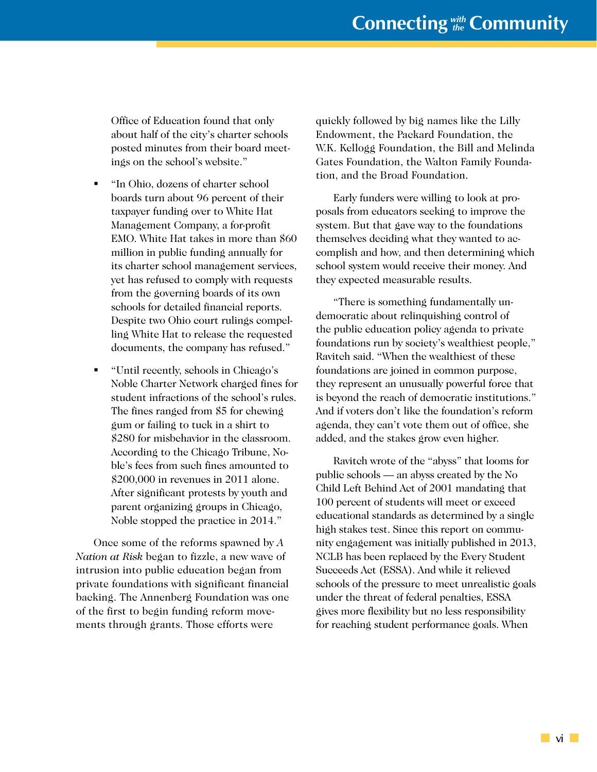Office of Education found that only about half of the city's charter schools posted minutes from their board meetings on the school's website."

- "In Ohio, dozens of charter school boards turn about 96 percent of their taxpayer funding over to White Hat Management Company, a for-profit EMO. White Hat takes in more than $60 million in public funding annually for its charter school management services, yet has refused to comply with requests from the governing boards of its own schools for detailed financial reports. Despite two Ohio court rulings compelling White Hat to release the requested documents, the company has refused."

- "Until recently, schools in Chicago's Noble Charter Network charged fines for student infractions of the school's rules. The fines ranged from $5 for chewing gum or failing to tuck in a shirt to $280 for misbehavior in the classroom. According to the Chicago Tribune, Noble's fees from such fines amounted to $200,000 in revenues in 2011 alone. After significant protests by youth and parent organizing groups in Chicago, Noble stopped the practice in 2014."

Once some of the reforms spawned by *A Nation at Risk* began to fizzle, a new wave of intrusion into public education began from private foundations with significant financial backing. The Annenberg Foundation was one of the first to begin funding reform movements through grants. Those efforts were quickly followed by big names like the Lilly Endowment, the Packard Foundation, the W.K. Kellogg Foundation, the Bill and Melinda Gates Foundation, the Walton Family Foundation, and the Broad Foundation.

Early funders were willing to look at proposals from educators seeking to improve the system. But that gave way to the foundations themselves deciding what they wanted to accomplish and how, and then determining which school system would receive their money. And they expected measurable results.

"There is something fundamentally undemocratic about relinquishing control of the public education policy agenda to private foundations run by society's wealthiest people," Ravitch said. "When the wealthiest of these foundations are joined in common purpose, they represent an unusually powerful force that is beyond the reach of democratic institutions." And if voters don't like the foundation's reform agenda, they can't vote them out of office, she added, and the stakes grow even higher.

Ravitch wrote of the "abyss" that looms for public schools — an abyss created by the No Child Left Behind Act of 2001 mandating that 100 percent of students will meet or exceed educational standards as determined by a single high stakes test. Since this report on community engagement was initially published in 2013, NCLB has been replaced by the Every Student Succeeds Act (ESSA). And while it relieved schools of the pressure to meet unrealistic goals under the threat of federal penalties, ESSA gives more flexibility but no less responsibility for reaching student performance goals. When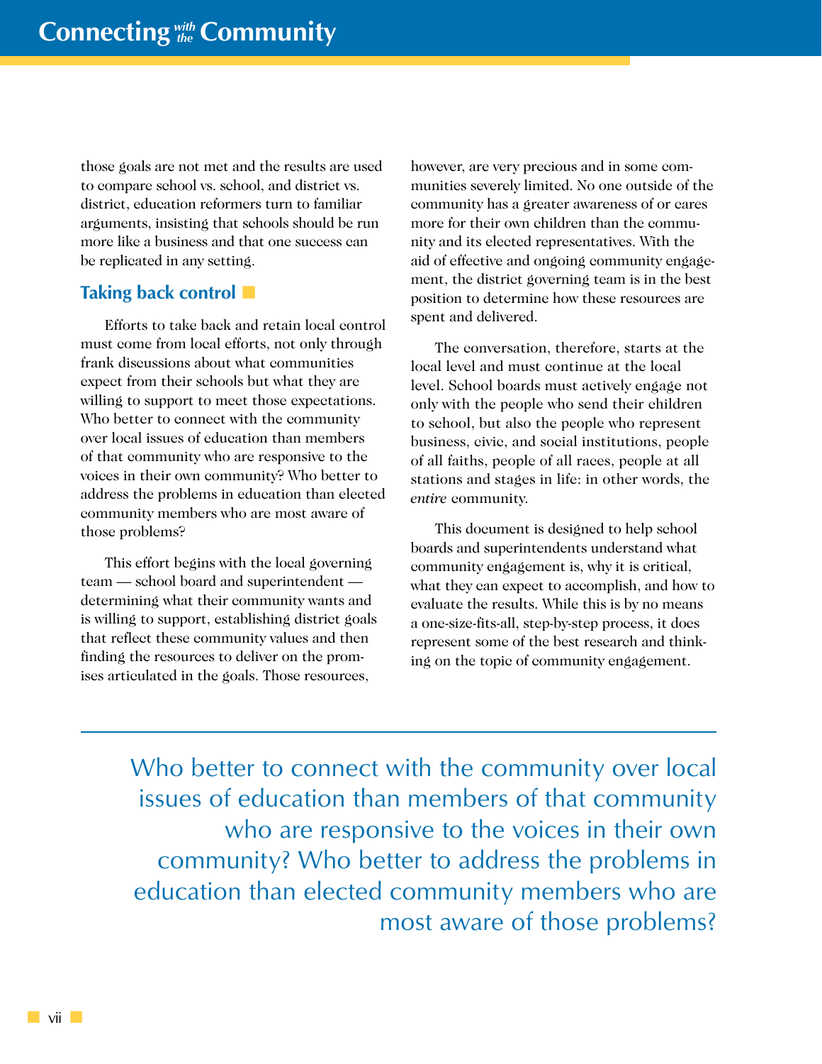those goals are not met and the results are used to compare school vs. school, and district vs. district, education reformers turn to familiar arguments, insisting that schools should be run more like a business and that one success can be replicated in any setting.

### Taking back control

Efforts to take back and retain local control must come from local efforts, not only through frank discussions about what communities expect from their schools but what they are willing to support to meet those expectations. Who better to connect with the community over local issues of education than members of that community who are responsive to the voices in their own community? Who better to address the problems in education than elected community members who are most aware of those problems?

This effort begins with the local governing team — school board and superintendent — determining what their community wants and is willing to support, establishing district goals that reflect these community values and then finding the resources to deliver on the promises articulated in the goals. Those resources, however, are very precious and in some communities severely limited. No one outside of the community has a greater awareness of or cares more for their own children than the community and its elected representatives. With the aid of effective and ongoing community engagement, the district governing team is in the best position to determine how these resources are spent and delivered.

The conversation, therefore, starts at the local level and must continue at the local level. School boards must actively engage not only with the people who send their children to school, but also the people who represent business, civic, and social institutions, people of all faiths, people of all races, people at all stations and stages in life: in other words, the *entire* community.

This document is designed to help school boards and superintendents understand what community engagement is, why it is critical, what they can expect to accomplish, and how to evaluate the results. While this is by no means a one-size-fits-all, step-by-step process, it does represent some of the best research and thinking on the topic of community engagement.

---

Who better to connect with the community over local issues of education than members of that community who are responsive to the voices in their own community? Who better to address the problems in education than elected community members who are most aware of those problems?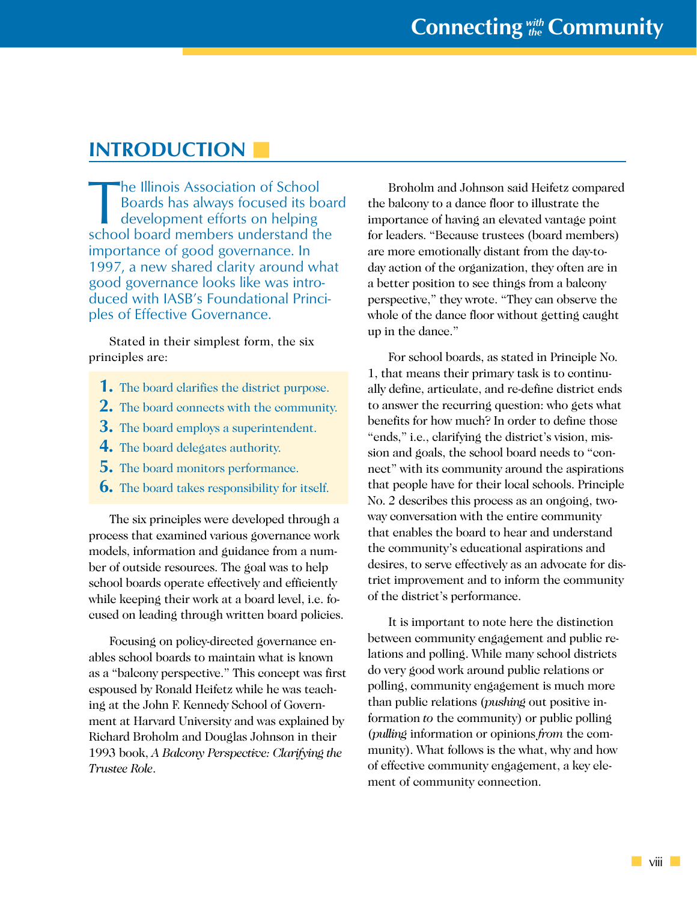## INTRODUCTION

The Illinois Association of School Boards has always focused its board development efforts on helping school board members understand the importance of good governance. In 1997, a new shared clarity around what good governance looks like was introduced with IASB's Foundational Principles of Effective Governance.

Stated in their simplest form, the six principles are:

1. The board clarifies the district purpose.
2. The board connects with the community.
3. The board employs a superintendent.
4. The board delegates authority.
5. The board monitors performance.
6. The board takes responsibility for itself.

The six principles were developed through a process that examined various governance work models, information and guidance from a number of outside resources. The goal was to help school boards operate effectively and efficiently while keeping their work at a board level, i.e. focused on leading through written board policies.

Focusing on policy-directed governance enables school boards to maintain what is known as a "balcony perspective." This concept was first espoused by Ronald Heifetz while he was teaching at the John F. Kennedy School of Government at Harvard University and was explained by Richard Broholm and Douglas Johnson in their 1993 book, *A Balcony Perspective: Clarifying the Trustee Role*.

Broholm and Johnson said Heifetz compared the balcony to a dance floor to illustrate the importance of having an elevated vantage point for leaders. "Because trustees (board members) are more emotionally distant from the day-to-day action of the organization, they often are in a better position to see things from a balcony perspective," they wrote. "They can observe the whole of the dance floor without getting caught up in the dance."

For school boards, as stated in Principle No. 1, that means their primary task is to continually define, articulate, and re-define district ends to answer the recurring question: who gets what benefits for how much? In order to define those "ends," i.e., clarifying the district's vision, mission and goals, the school board needs to "connect" with its community around the aspirations that people have for their local schools. Principle No. 2 describes this process as an ongoing, two-way conversation with the entire community that enables the board to hear and understand the community's educational aspirations and desires, to serve effectively as an advocate for district improvement and to inform the community of the district's performance.

It is important to note here the distinction between community engagement and public relations and polling. While many school districts do very good work around public relations or polling, community engagement is much more than public relations (*pushing* out positive information *to* the community) or public polling (*pulling* information or opinions *from* the community). What follows is the what, why and how of effective community engagement, a key element of community connection.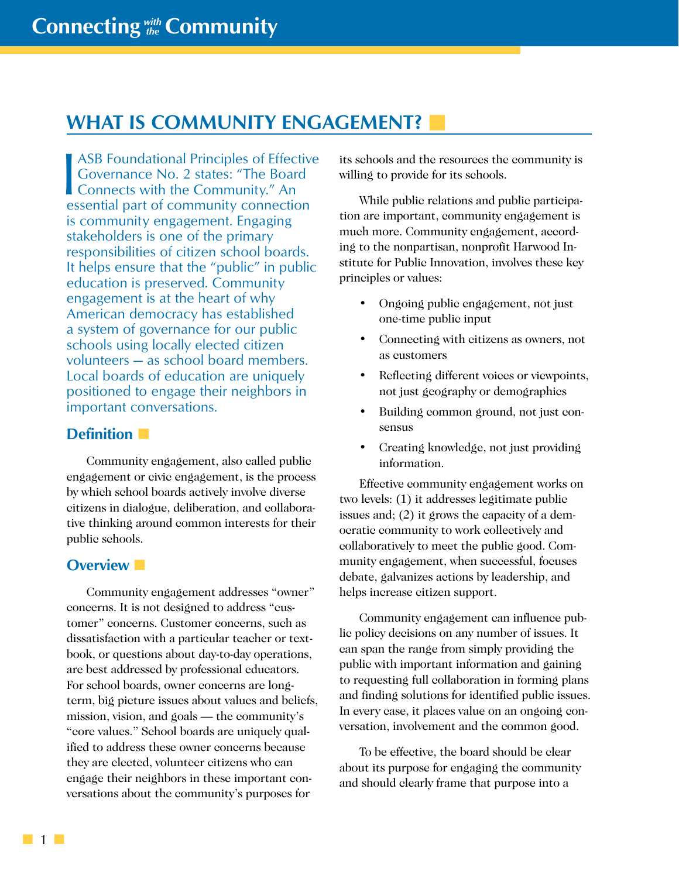## WHAT IS COMMUNITY ENGAGEMENT?

IASB Foundational Principles of Effective Governance No. 2 states: "The Board Connects with the Community." An essential part of community connection is community engagement. Engaging stakeholders is one of the primary responsibilities of citizen school boards. It helps ensure that the "public" in public education is preserved. Community engagement is at the heart of why American democracy has established a system of governance for our public schools using locally elected citizen volunteers — as school board members. Local boards of education are uniquely positioned to engage their neighbors in important conversations.

### Definition

Community engagement, also called public engagement or civic engagement, is the process by which school boards actively involve diverse citizens in dialogue, deliberation, and collaborative thinking around common interests for their public schools.

### Overview

Community engagement addresses "owner" concerns. It is not designed to address "customer" concerns. Customer concerns, such as dissatisfaction with a particular teacher or textbook, or questions about day-to-day operations, are best addressed by professional educators. For school boards, owner concerns are long-term, big picture issues about values and beliefs, mission, vision, and goals — the community's "core values." School boards are uniquely qualified to address these owner concerns because they are elected, volunteer citizens who can engage their neighbors in these important conversations about the community's purposes for its schools and the resources the community is willing to provide for its schools.

While public relations and public participation are important, community engagement is much more. Community engagement, according to the nonpartisan, nonprofit Harwood Institute for Public Innovation, involves these key principles or values:

- Ongoing public engagement, not just one-time public input
- Connecting with citizens as owners, not as customers
- Reflecting different voices or viewpoints, not just geography or demographics
- Building common ground, not just consensus
- Creating knowledge, not just providing information.

Effective community engagement works on two levels: (1) it addresses legitimate public issues and; (2) it grows the capacity of a democratic community to work collectively and collaboratively to meet the public good. Community engagement, when successful, focuses debate, galvanizes actions by leadership, and helps increase citizen support.

Community engagement can influence public policy decisions on any number of issues. It can span the range from simply providing the public with important information and gaining to requesting full collaboration in forming plans and finding solutions for identified public issues. In every case, it places value on an ongoing conversation, involvement and the common good.

To be effective, the board should be clear about its purpose for engaging the community and should clearly frame that purpose into a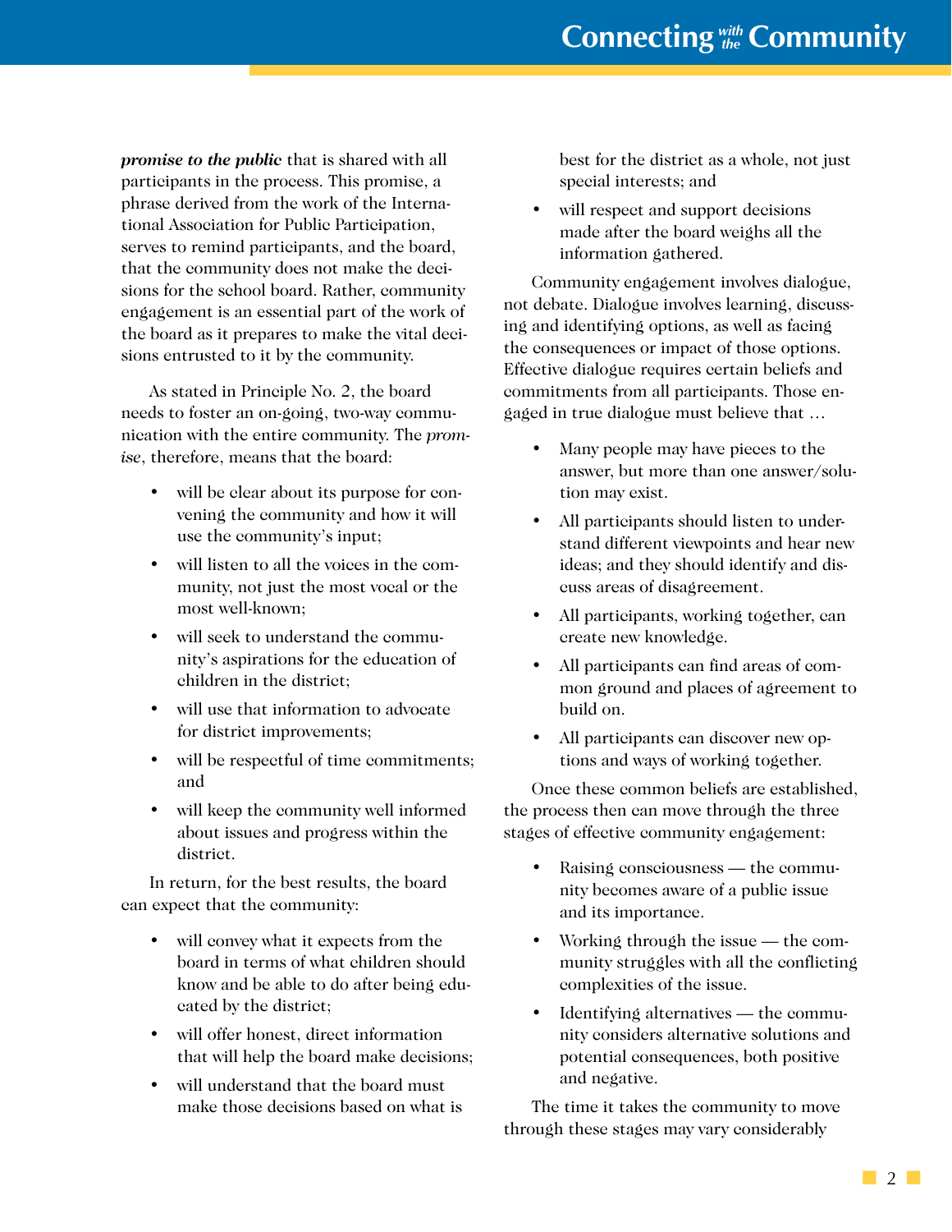***promise to the public*** that is shared with all participants in the process. This promise, a phrase derived from the work of the International Association for Public Participation, serves to remind participants, and the board, that the community does not make the decisions for the school board. Rather, community engagement is an essential part of the work of the board as it prepares to make the vital decisions entrusted to it by the community.

As stated in Principle No. 2, the board needs to foster an on-going, two-way communication with the entire community. The *promise*, therefore, means that the board:

- will be clear about its purpose for convening the community and how it will use the community's input;
- will listen to all the voices in the community, not just the most vocal or the most well-known;
- will seek to understand the community's aspirations for the education of children in the district;
- will use that information to advocate for district improvements;
- will be respectful of time commitments; and
- will keep the community well informed about issues and progress within the district.

In return, for the best results, the board can expect that the community:

- will convey what it expects from the board in terms of what children should know and be able to do after being educated by the district;
- will offer honest, direct information that will help the board make decisions;
- will understand that the board must make those decisions based on what is best for the district as a whole, not just special interests; and
- will respect and support decisions made after the board weighs all the information gathered.

Community engagement involves dialogue, not debate. Dialogue involves learning, discussing and identifying options, as well as facing the consequences or impact of those options. Effective dialogue requires certain beliefs and commitments from all participants. Those engaged in true dialogue must believe that …

- Many people may have pieces to the answer, but more than one answer/solution may exist.
- All participants should listen to understand different viewpoints and hear new ideas; and they should identify and discuss areas of disagreement.
- All participants, working together, can create new knowledge.
- All participants can find areas of common ground and places of agreement to build on.
- All participants can discover new options and ways of working together.

Once these common beliefs are established, the process then can move through the three stages of effective community engagement:

- Raising consciousness — the community becomes aware of a public issue and its importance.
- Working through the issue — the community struggles with all the conflicting complexities of the issue.
- Identifying alternatives — the community considers alternative solutions and potential consequences, both positive and negative.

The time it takes the community to move through these stages may vary considerably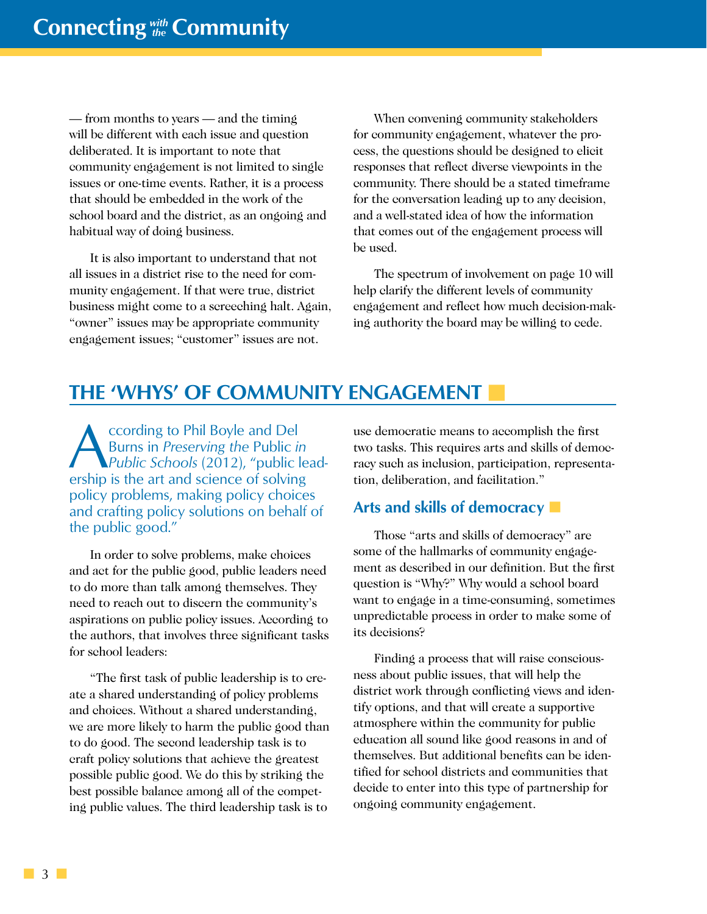— from months to years — and the timing will be different with each issue and question deliberated. It is important to note that community engagement is not limited to single issues or one-time events. Rather, it is a process that should be embedded in the work of the school board and the district, as an ongoing and habitual way of doing business.

It is also important to understand that not all issues in a district rise to the need for community engagement. If that were true, district business might come to a screeching halt. Again, "owner" issues may be appropriate community engagement issues; "customer" issues are not.

When convening community stakeholders for community engagement, whatever the process, the questions should be designed to elicit responses that reflect diverse viewpoints in the community. There should be a stated timeframe for the conversation leading up to any decision, and a well-stated idea of how the information that comes out of the engagement process will be used.

The spectrum of involvement on page 10 will help clarify the different levels of community engagement and reflect how much decision-making authority the board may be willing to cede.

## THE 'WHYS' OF COMMUNITY ENGAGEMENT

According to Phil Boyle and Del Burns in *Preserving the* Public *in Public Schools* (2012), "public leadership is the art and science of solving policy problems, making policy choices and crafting policy solutions on behalf of the public good."

In order to solve problems, make choices and act for the public good, public leaders need to do more than talk among themselves. They need to reach out to discern the community's aspirations on public policy issues. According to the authors, that involves three significant tasks for school leaders:

"The first task of public leadership is to create a shared understanding of policy problems and choices. Without a shared understanding, we are more likely to harm the public good than to do good. The second leadership task is to craft policy solutions that achieve the greatest possible public good. We do this by striking the best possible balance among all of the competing public values. The third leadership task is to use democratic means to accomplish the first two tasks. This requires arts and skills of democracy such as inclusion, participation, representation, deliberation, and facilitation."

### Arts and skills of democracy

Those "arts and skills of democracy" are some of the hallmarks of community engagement as described in our definition. But the first question is "Why?" Why would a school board want to engage in a time-consuming, sometimes unpredictable process in order to make some of its decisions?

Finding a process that will raise consciousness about public issues, that will help the district work through conflicting views and identify options, and that will create a supportive atmosphere within the community for public education all sound like good reasons in and of themselves. But additional benefits can be identified for school districts and communities that decide to enter into this type of partnership for ongoing community engagement.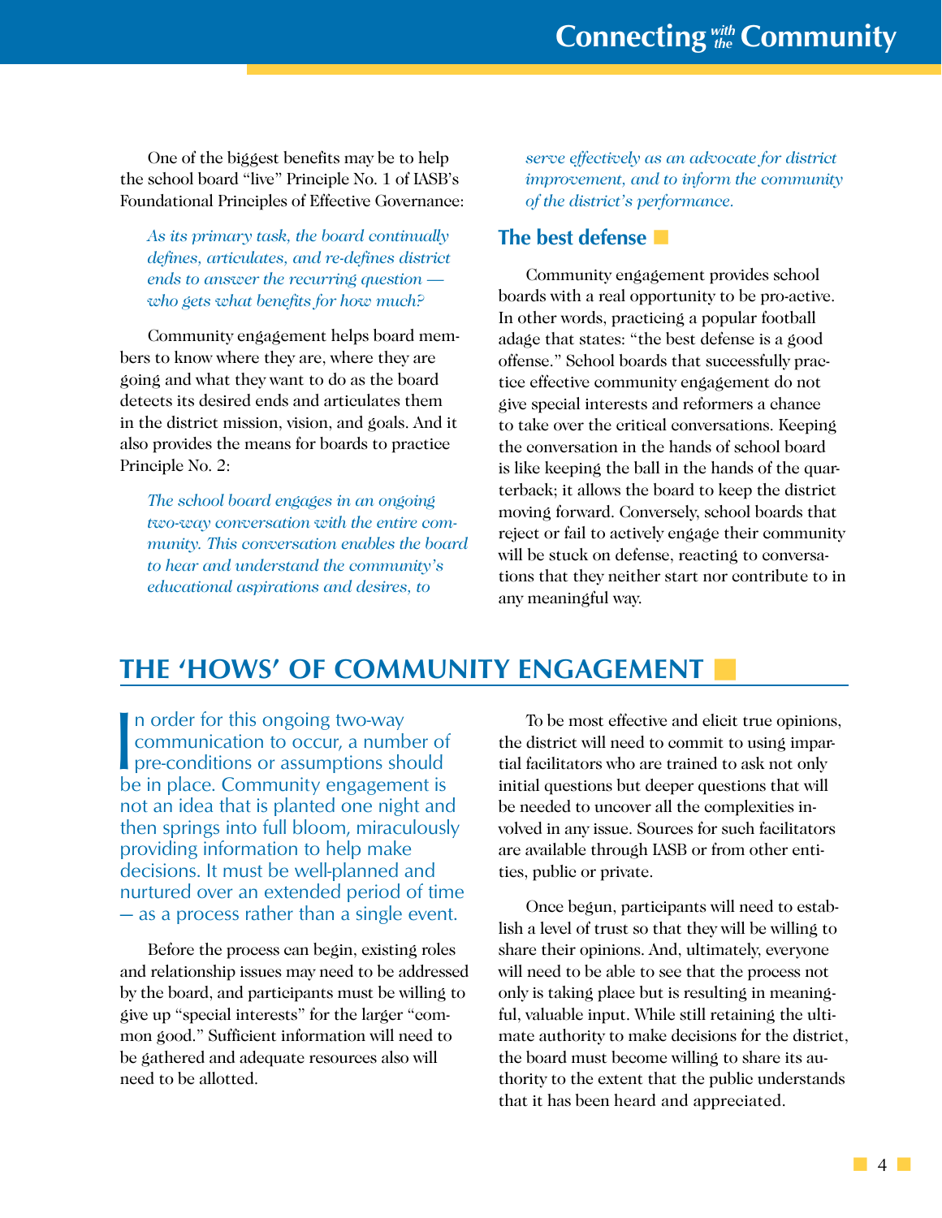One of the biggest benefits may be to help the school board "live" Principle No. 1 of IASB's Foundational Principles of Effective Governance:

> *As its primary task, the board continually defines, articulates, and re-defines district ends to answer the recurring question — who gets what benefits for how much?*

Community engagement helps board members to know where they are, where they are going and what they want to do as the board detects its desired ends and articulates them in the district mission, vision, and goals. And it also provides the means for boards to practice Principle No. 2:

> *The school board engages in an ongoing two-way conversation with the entire community. This conversation enables the board to hear and understand the community's educational aspirations and desires, to serve effectively as an advocate for district improvement, and to inform the community of the district's performance.*

### The best defense

Community engagement provides school boards with a real opportunity to be pro-active. In other words, practicing a popular football adage that states: "the best defense is a good offense." School boards that successfully practice effective community engagement do not give special interests and reformers a chance to take over the critical conversations. Keeping the conversation in the hands of school board is like keeping the ball in the hands of the quarterback; it allows the board to keep the district moving forward. Conversely, school boards that reject or fail to actively engage their community will be stuck on defense, reacting to conversations that they neither start nor contribute to in any meaningful way.

## THE 'HOWS' OF COMMUNITY ENGAGEMENT

In order for this ongoing two-way communication to occur, a number of pre-conditions or assumptions should be in place. Community engagement is not an idea that is planted one night and then springs into full bloom, miraculously providing information to help make decisions. It must be well-planned and nurtured over an extended period of time — as a process rather than a single event.

Before the process can begin, existing roles and relationship issues may need to be addressed by the board, and participants must be willing to give up "special interests" for the larger "common good." Sufficient information will need to be gathered and adequate resources also will need to be allotted.

To be most effective and elicit true opinions, the district will need to commit to using impartial facilitators who are trained to ask not only initial questions but deeper questions that will be needed to uncover all the complexities involved in any issue. Sources for such facilitators are available through IASB or from other entities, public or private.

Once begun, participants will need to establish a level of trust so that they will be willing to share their opinions. And, ultimately, everyone will need to be able to see that the process not only is taking place but is resulting in meaningful, valuable input. While still retaining the ultimate authority to make decisions for the district, the board must become willing to share its authority to the extent that the public understands that it has been heard and appreciated.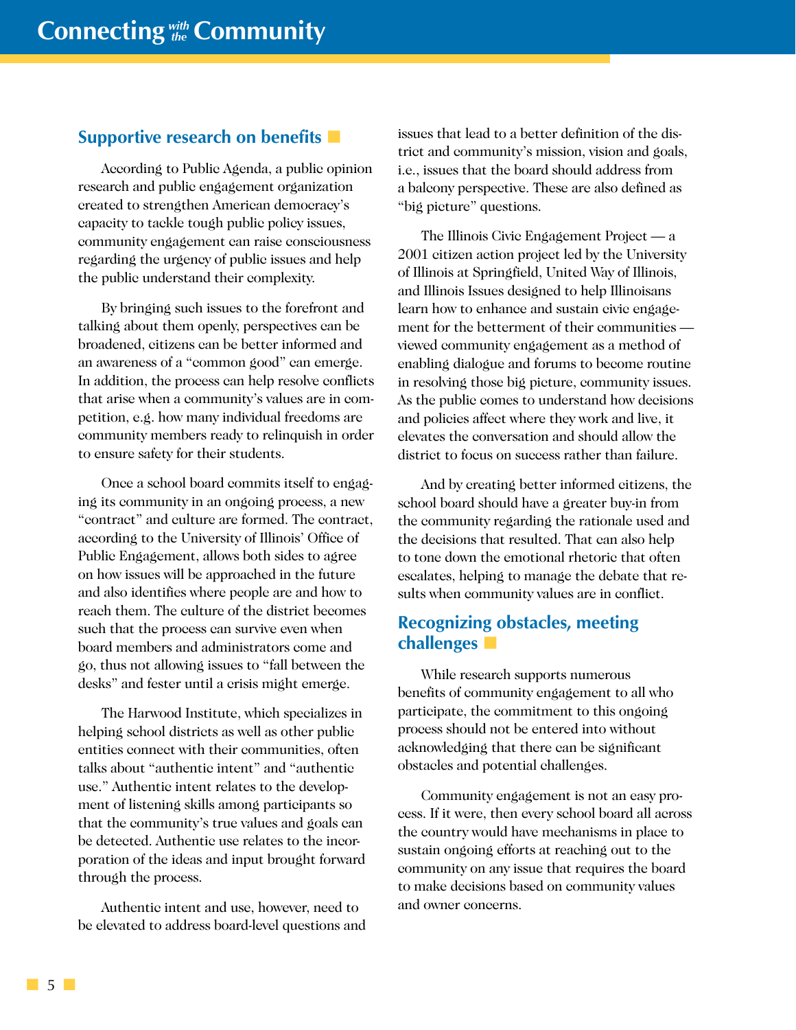## Supportive research on benefits

According to Public Agenda, a public opinion research and public engagement organization created to strengthen American democracy's capacity to tackle tough public policy issues, community engagement can raise consciousness regarding the urgency of public issues and help the public understand their complexity.

By bringing such issues to the forefront and talking about them openly, perspectives can be broadened, citizens can be better informed and an awareness of a "common good" can emerge. In addition, the process can help resolve conflicts that arise when a community's values are in competition, e.g. how many individual freedoms are community members ready to relinquish in order to ensure safety for their students.

Once a school board commits itself to engaging its community in an ongoing process, a new "contract" and culture are formed. The contract, according to the University of Illinois' Office of Public Engagement, allows both sides to agree on how issues will be approached in the future and also identifies where people are and how to reach them. The culture of the district becomes such that the process can survive even when board members and administrators come and go, thus not allowing issues to "fall between the desks" and fester until a crisis might emerge.

The Harwood Institute, which specializes in helping school districts as well as other public entities connect with their communities, often talks about "authentic intent" and "authentic use." Authentic intent relates to the development of listening skills among participants so that the community's true values and goals can be detected. Authentic use relates to the incorporation of the ideas and input brought forward through the process.

Authentic intent and use, however, need to be elevated to address board-level questions and issues that lead to a better definition of the district and community's mission, vision and goals, i.e., issues that the board should address from a balcony perspective. These are also defined as "big picture" questions.

The Illinois Civic Engagement Project — a 2001 citizen action project led by the University of Illinois at Springfield, United Way of Illinois, and Illinois Issues designed to help Illinoisans learn how to enhance and sustain civic engagement for the betterment of their communities — viewed community engagement as a method of enabling dialogue and forums to become routine in resolving those big picture, community issues. As the public comes to understand how decisions and policies affect where they work and live, it elevates the conversation and should allow the district to focus on success rather than failure.

And by creating better informed citizens, the school board should have a greater buy-in from the community regarding the rationale used and the decisions that resulted. That can also help to tone down the emotional rhetoric that often escalates, helping to manage the debate that results when community values are in conflict.

## Recognizing obstacles, meeting challenges

While research supports numerous benefits of community engagement to all who participate, the commitment to this ongoing process should not be entered into without acknowledging that there can be significant obstacles and potential challenges.

Community engagement is not an easy process. If it were, then every school board all across the country would have mechanisms in place to sustain ongoing efforts at reaching out to the community on any issue that requires the board to make decisions based on community values and owner concerns.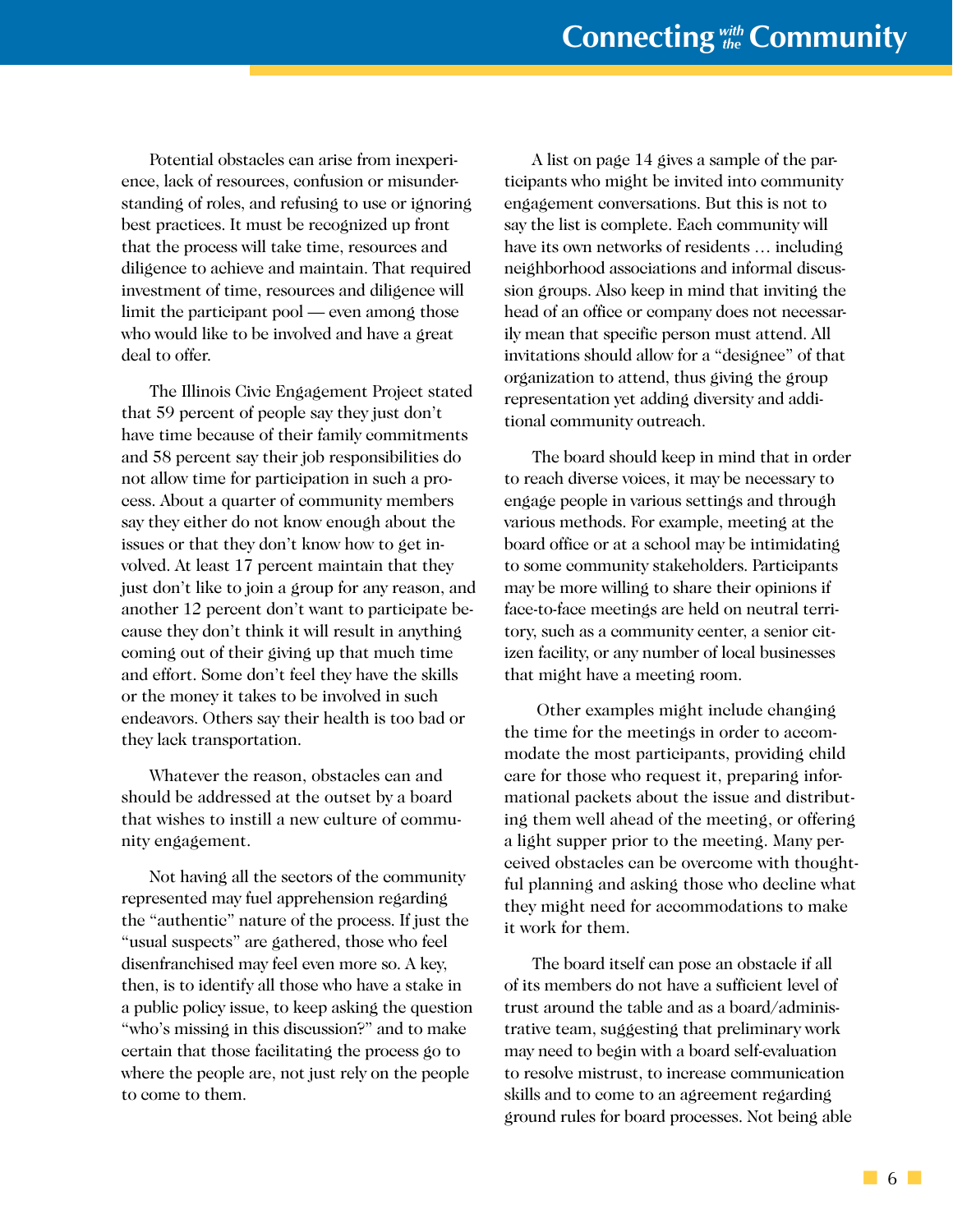Potential obstacles can arise from inexperience, lack of resources, confusion or misunderstanding of roles, and refusing to use or ignoring best practices. It must be recognized up front that the process will take time, resources and diligence to achieve and maintain. That required investment of time, resources and diligence will limit the participant pool — even among those who would like to be involved and have a great deal to offer.

The Illinois Civic Engagement Project stated that 59 percent of people say they just don't have time because of their family commitments and 58 percent say their job responsibilities do not allow time for participation in such a process. About a quarter of community members say they either do not know enough about the issues or that they don't know how to get involved. At least 17 percent maintain that they just don't like to join a group for any reason, and another 12 percent don't want to participate because they don't think it will result in anything coming out of their giving up that much time and effort. Some don't feel they have the skills or the money it takes to be involved in such endeavors. Others say their health is too bad or they lack transportation.

Whatever the reason, obstacles can and should be addressed at the outset by a board that wishes to instill a new culture of community engagement.

Not having all the sectors of the community represented may fuel apprehension regarding the "authentic" nature of the process. If just the "usual suspects" are gathered, those who feel disenfranchised may feel even more so. A key, then, is to identify all those who have a stake in a public policy issue, to keep asking the question "who's missing in this discussion?" and to make certain that those facilitating the process go to where the people are, not just rely on the people to come to them.

A list on page 14 gives a sample of the participants who might be invited into community engagement conversations. But this is not to say the list is complete. Each community will have its own networks of residents … including neighborhood associations and informal discussion groups. Also keep in mind that inviting the head of an office or company does not necessarily mean that specific person must attend. All invitations should allow for a "designee" of that organization to attend, thus giving the group representation yet adding diversity and additional community outreach.

The board should keep in mind that in order to reach diverse voices, it may be necessary to engage people in various settings and through various methods. For example, meeting at the board office or at a school may be intimidating to some community stakeholders. Participants may be more willing to share their opinions if face-to-face meetings are held on neutral territory, such as a community center, a senior citizen facility, or any number of local businesses that might have a meeting room.

Other examples might include changing the time for the meetings in order to accommodate the most participants, providing child care for those who request it, preparing informational packets about the issue and distributing them well ahead of the meeting, or offering a light supper prior to the meeting. Many perceived obstacles can be overcome with thoughtful planning and asking those who decline what they might need for accommodations to make it work for them.

The board itself can pose an obstacle if all of its members do not have a sufficient level of trust around the table and as a board/administrative team, suggesting that preliminary work may need to begin with a board self-evaluation to resolve mistrust, to increase communication skills and to come to an agreement regarding ground rules for board processes. Not being able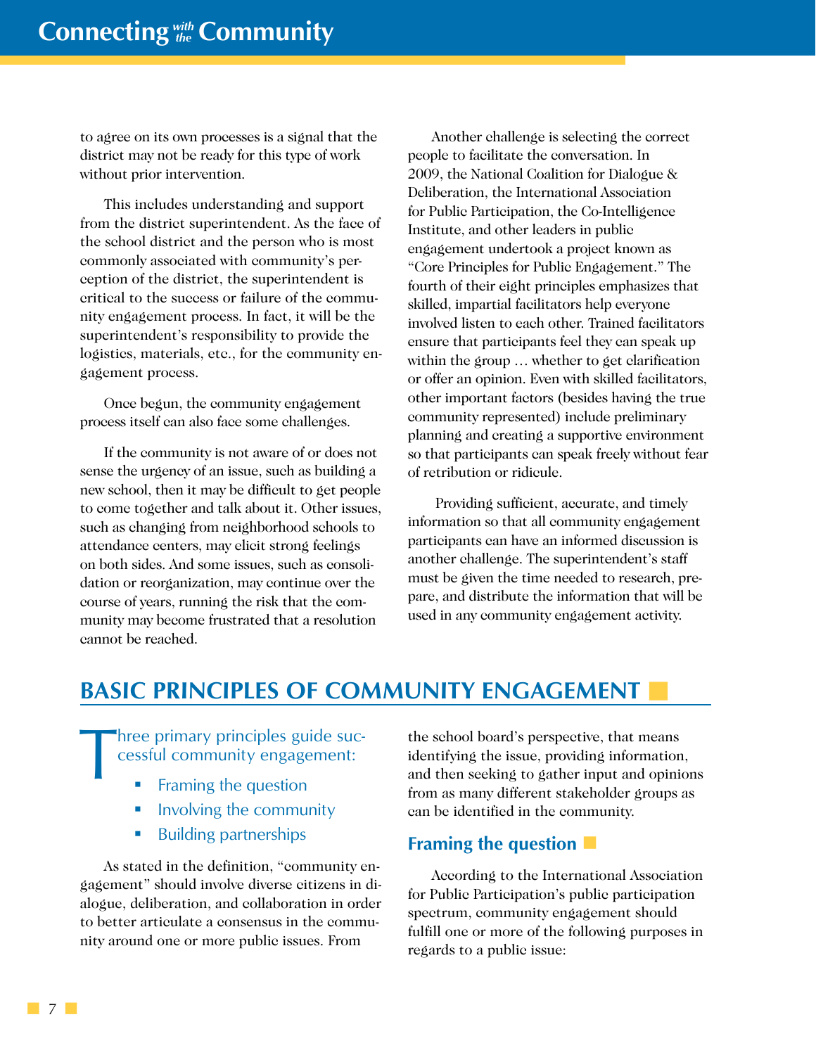to agree on its own processes is a signal that the district may not be ready for this type of work without prior intervention.

This includes understanding and support from the district superintendent. As the face of the school district and the person who is most commonly associated with community's perception of the district, the superintendent is critical to the success or failure of the community engagement process. In fact, it will be the superintendent's responsibility to provide the logistics, materials, etc., for the community engagement process.

Once begun, the community engagement process itself can also face some challenges.

If the community is not aware of or does not sense the urgency of an issue, such as building a new school, then it may be difficult to get people to come together and talk about it. Other issues, such as changing from neighborhood schools to attendance centers, may elicit strong feelings on both sides. And some issues, such as consolidation or reorganization, may continue over the course of years, running the risk that the community may become frustrated that a resolution cannot be reached.

Another challenge is selecting the correct people to facilitate the conversation. In 2009, the National Coalition for Dialogue & Deliberation, the International Association for Public Participation, the Co-Intelligence Institute, and other leaders in public engagement undertook a project known as "Core Principles for Public Engagement." The fourth of their eight principles emphasizes that skilled, impartial facilitators help everyone involved listen to each other. Trained facilitators ensure that participants feel they can speak up within the group … whether to get clarification or offer an opinion. Even with skilled facilitators, other important factors (besides having the true community represented) include preliminary planning and creating a supportive environment so that participants can speak freely without fear of retribution or ridicule.

Providing sufficient, accurate, and timely information so that all community engagement participants can have an informed discussion is another challenge. The superintendent's staff must be given the time needed to research, prepare, and distribute the information that will be used in any community engagement activity.

## BASIC PRINCIPLES OF COMMUNITY ENGAGEMENT

Three primary principles guide successful community engagement:

- Framing the question
- Involving the community
- Building partnerships

As stated in the definition, "community engagement" should involve diverse citizens in dialogue, deliberation, and collaboration in order to better articulate a consensus in the community around one or more public issues. From the school board's perspective, that means identifying the issue, providing information, and then seeking to gather input and opinions from as many different stakeholder groups as can be identified in the community.

### Framing the question

According to the International Association for Public Participation's public participation spectrum, community engagement should fulfill one or more of the following purposes in regards to a public issue: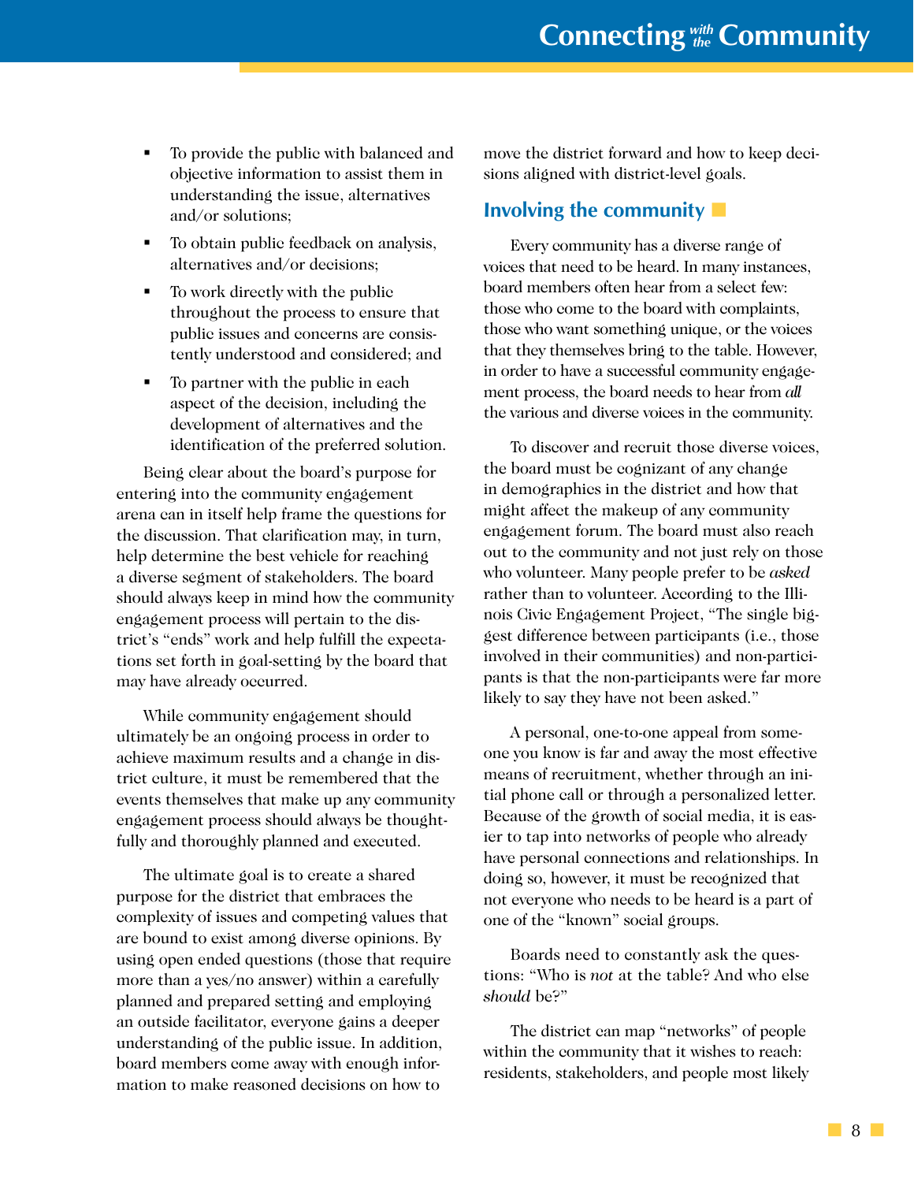- To provide the public with balanced and objective information to assist them in understanding the issue, alternatives and/or solutions;
- To obtain public feedback on analysis, alternatives and/or decisions;
- To work directly with the public throughout the process to ensure that public issues and concerns are consistently understood and considered; and
- To partner with the public in each aspect of the decision, including the development of alternatives and the identification of the preferred solution.

Being clear about the board's purpose for entering into the community engagement arena can in itself help frame the questions for the discussion. That clarification may, in turn, help determine the best vehicle for reaching a diverse segment of stakeholders. The board should always keep in mind how the community engagement process will pertain to the district's "ends" work and help fulfill the expectations set forth in goal-setting by the board that may have already occurred.

While community engagement should ultimately be an ongoing process in order to achieve maximum results and a change in district culture, it must be remembered that the events themselves that make up any community engagement process should always be thoughtfully and thoroughly planned and executed.

The ultimate goal is to create a shared purpose for the district that embraces the complexity of issues and competing values that are bound to exist among diverse opinions. By using open ended questions (those that require more than a yes/no answer) within a carefully planned and prepared setting and employing an outside facilitator, everyone gains a deeper understanding of the public issue. In addition, board members come away with enough information to make reasoned decisions on how to move the district forward and how to keep decisions aligned with district-level goals.

## Involving the community

Every community has a diverse range of voices that need to be heard. In many instances, board members often hear from a select few: those who come to the board with complaints, those who want something unique, or the voices that they themselves bring to the table. However, in order to have a successful community engagement process, the board needs to hear from *all* the various and diverse voices in the community.

To discover and recruit those diverse voices, the board must be cognizant of any change in demographics in the district and how that might affect the makeup of any community engagement forum. The board must also reach out to the community and not just rely on those who volunteer. Many people prefer to be *asked* rather than to volunteer. According to the Illinois Civic Engagement Project, "The single biggest difference between participants (i.e., those involved in their communities) and non-participants is that the non-participants were far more likely to say they have not been asked."

A personal, one-to-one appeal from someone you know is far and away the most effective means of recruitment, whether through an initial phone call or through a personalized letter. Because of the growth of social media, it is easier to tap into networks of people who already have personal connections and relationships. In doing so, however, it must be recognized that not everyone who needs to be heard is a part of one of the "known" social groups.

Boards need to constantly ask the questions: "Who is *not* at the table? And who else *should* be?"

The district can map "networks" of people within the community that it wishes to reach: residents, stakeholders, and people most likely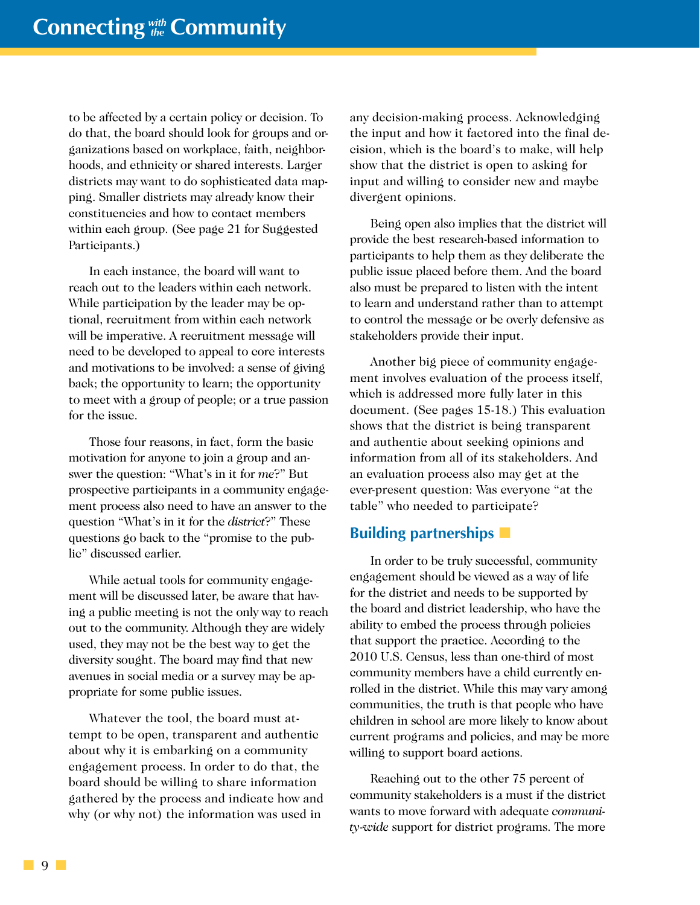to be affected by a certain policy or decision. To do that, the board should look for groups and organizations based on workplace, faith, neighborhoods, and ethnicity or shared interests. Larger districts may want to do sophisticated data mapping. Smaller districts may already know their constituencies and how to contact members within each group. (See page 21 for Suggested Participants.)

In each instance, the board will want to reach out to the leaders within each network. While participation by the leader may be optional, recruitment from within each network will be imperative. A recruitment message will need to be developed to appeal to core interests and motivations to be involved: a sense of giving back; the opportunity to learn; the opportunity to meet with a group of people; or a true passion for the issue.

Those four reasons, in fact, form the basic motivation for anyone to join a group and answer the question: "What's in it for *me*?" But prospective participants in a community engagement process also need to have an answer to the question "What's in it for the *district*?" These questions go back to the "promise to the public" discussed earlier.

While actual tools for community engagement will be discussed later, be aware that having a public meeting is not the only way to reach out to the community. Although they are widely used, they may not be the best way to get the diversity sought. The board may find that new avenues in social media or a survey may be appropriate for some public issues.

Whatever the tool, the board must attempt to be open, transparent and authentic about why it is embarking on a community engagement process. In order to do that, the board should be willing to share information gathered by the process and indicate how and why (or why not) the information was used in any decision-making process. Acknowledging the input and how it factored into the final decision, which is the board's to make, will help show that the district is open to asking for input and willing to consider new and maybe divergent opinions.

Being open also implies that the district will provide the best research-based information to participants to help them as they deliberate the public issue placed before them. And the board also must be prepared to listen with the intent to learn and understand rather than to attempt to control the message or be overly defensive as stakeholders provide their input.

Another big piece of community engagement involves evaluation of the process itself, which is addressed more fully later in this document. (See pages 15-18.) This evaluation shows that the district is being transparent and authentic about seeking opinions and information from all of its stakeholders. And an evaluation process also may get at the ever-present question: Was everyone "at the table" who needed to participate?

## Building partnerships

In order to be truly successful, community engagement should be viewed as a way of life for the district and needs to be supported by the board and district leadership, who have the ability to embed the process through policies that support the practice. According to the 2010 U.S. Census, less than one-third of most community members have a child currently enrolled in the district. While this may vary among communities, the truth is that people who have children in school are more likely to know about current programs and policies, and may be more willing to support board actions.

Reaching out to the other 75 percent of community stakeholders is a must if the district wants to move forward with adequate *community-wide* support for district programs. The more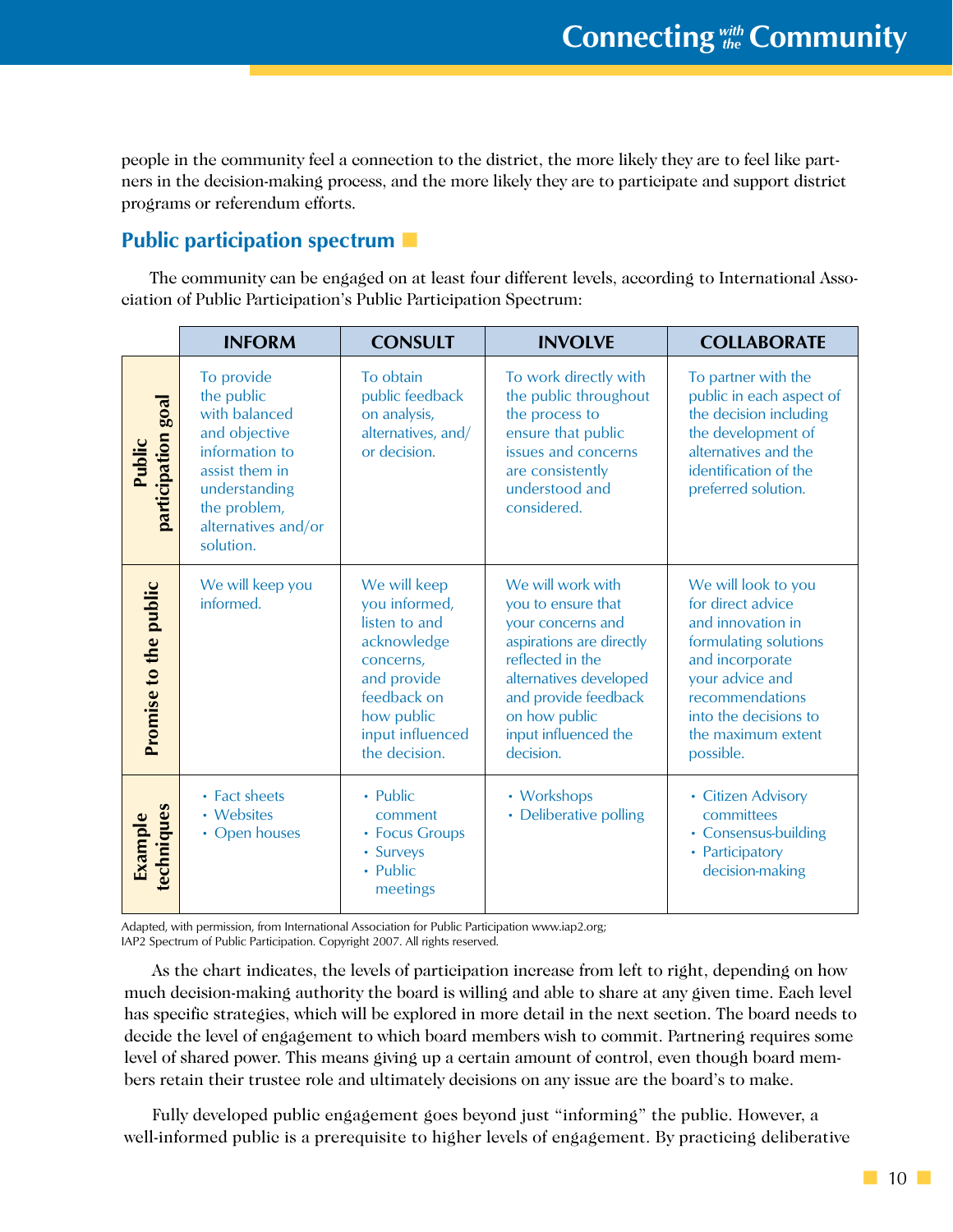people in the community feel a connection to the district, the more likely they are to feel like partners in the decision-making process, and the more likely they are to participate and support district programs or referendum efforts.

## Public participation spectrum

The community can be engaged on at least four different levels, according to International Association of Public Participation's Public Participation Spectrum:

| | INFORM | CONSULT | INVOLVE | COLLABORATE |
|---|---|---|---|---|
| **Public participation goal** | To provide the public with balanced and objective information to assist them in understanding the problem, alternatives and/or solution. | To obtain public feedback on analysis, alternatives, and/or decision. | To work directly with the public throughout the process to ensure that public issues and concerns are consistently understood and considered. | To partner with the public in each aspect of the decision including the development of alternatives and the identification of the preferred solution. |
| **Promise to the public** | We will keep you informed. | We will keep you informed, listen to and acknowledge concerns, and provide feedback on how public input influenced the decision. | We will work with you to ensure that your concerns and aspirations are directly reflected in the alternatives developed and provide feedback on how public input influenced the decision. | We will look to you for direct advice and innovation in formulating solutions and incorporate your advice and recommendations into the decisions to the maximum extent possible. |
| **Example techniques** | • Fact sheets<br>• Websites<br>• Open houses | • Public comment<br>• Focus Groups<br>• Surveys<br>• Public meetings | • Workshops<br>• Deliberative polling | • Citizen Advisory committees<br>• Consensus-building<br>• Participatory decision-making |

Adapted, with permission, from International Association for Public Participation www.iap2.org; IAP2 Spectrum of Public Participation. Copyright 2007. All rights reserved.

As the chart indicates, the levels of participation increase from left to right, depending on how much decision-making authority the board is willing and able to share at any given time. Each level has specific strategies, which will be explored in more detail in the next section. The board needs to decide the level of engagement to which board members wish to commit. Partnering requires some level of shared power. This means giving up a certain amount of control, even though board members retain their trustee role and ultimately decisions on any issue are the board's to make.

Fully developed public engagement goes beyond just "informing" the public. However, a well-informed public is a prerequisite to higher levels of engagement. By practicing deliberative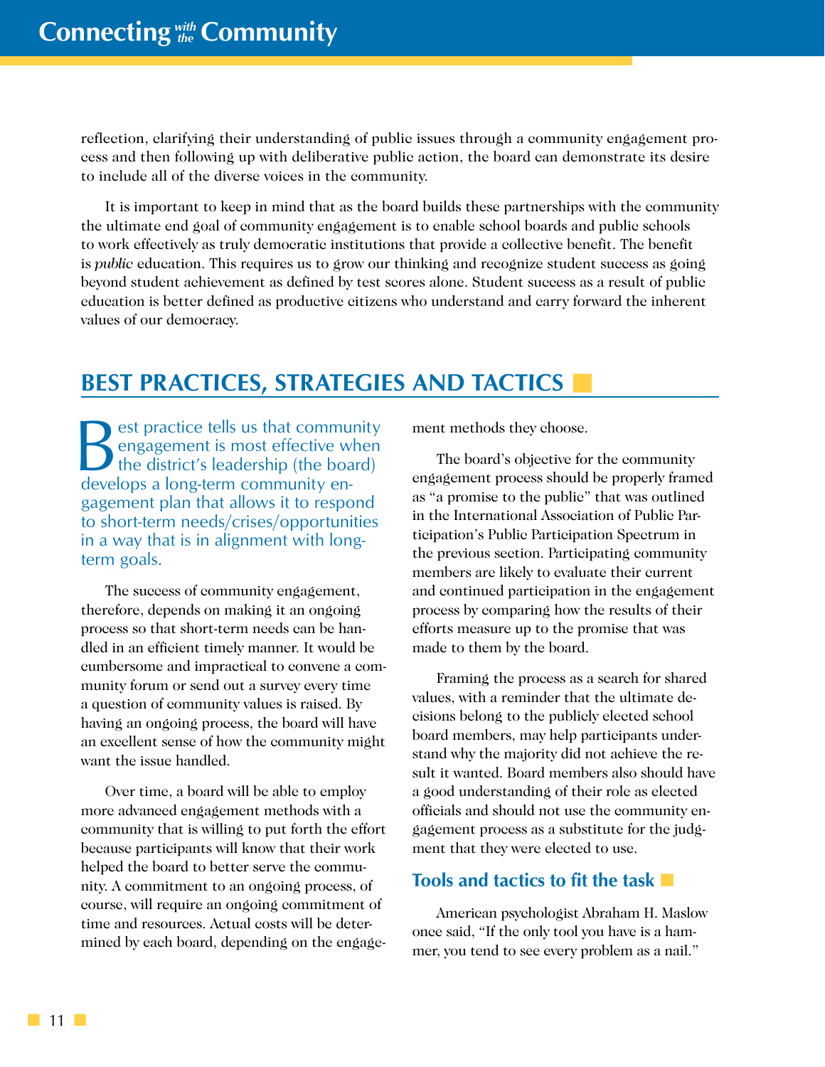reflection, clarifying their understanding of public issues through a community engagement process and then following up with deliberative public action, the board can demonstrate its desire to include all of the diverse voices in the community.

It is important to keep in mind that as the board builds these partnerships with the community the ultimate end goal of community engagement is to enable school boards and public schools to work effectively as truly democratic institutions that provide a collective benefit. The benefit is *public* education. This requires us to grow our thinking and recognize student success as going beyond student achievement as defined by test scores alone. Student success as a result of public education is better defined as productive citizens who understand and carry forward the inherent values of our democracy.

## BEST PRACTICES, STRATEGIES AND TACTICS

Best practice tells us that community engagement is most effective when the district's leadership (the board) develops a long-term community engagement plan that allows it to respond to short-term needs/crises/opportunities in a way that is in alignment with long-term goals.

The success of community engagement, therefore, depends on making it an ongoing process so that short-term needs can be handled in an efficient timely manner. It would be cumbersome and impractical to convene a community forum or send out a survey every time a question of community values is raised. By having an ongoing process, the board will have an excellent sense of how the community might want the issue handled.

Over time, a board will be able to employ more advanced engagement methods with a community that is willing to put forth the effort because participants will know that their work helped the board to better serve the community. A commitment to an ongoing process, of course, will require an ongoing commitment of time and resources. Actual costs will be determined by each board, depending on the engagement methods they choose.

The board's objective for the community engagement process should be properly framed as "a promise to the public" that was outlined in the International Association of Public Participation's Public Participation Spectrum in the previous section. Participating community members are likely to evaluate their current and continued participation in the engagement process by comparing how the results of their efforts measure up to the promise that was made to them by the board.

Framing the process as a search for shared values, with a reminder that the ultimate decisions belong to the publicly elected school board members, may help participants understand why the majority did not achieve the result it wanted. Board members also should have a good understanding of their role as elected officials and should not use the community engagement process as a substitute for the judgment that they were elected to use.

### Tools and tactics to fit the task

American psychologist Abraham H. Maslow once said, "If the only tool you have is a hammer, you tend to see every problem as a nail."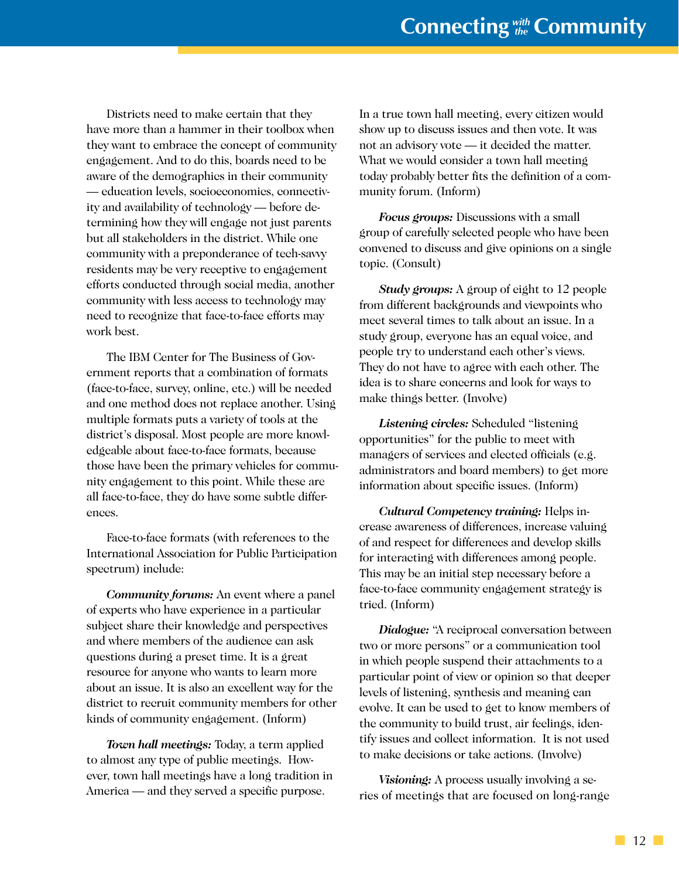Districts need to make certain that they have more than a hammer in their toolbox when they want to embrace the concept of community engagement. And to do this, boards need to be aware of the demographics in their community — education levels, socioeconomics, connectivity and availability of technology — before determining how they will engage not just parents but all stakeholders in the district. While one community with a preponderance of tech-savvy residents may be very receptive to engagement efforts conducted through social media, another community with less access to technology may need to recognize that face-to-face efforts may work best.

The IBM Center for The Business of Government reports that a combination of formats (face-to-face, survey, online, etc.) will be needed and one method does not replace another. Using multiple formats puts a variety of tools at the district's disposal. Most people are more knowledgeable about face-to-face formats, because those have been the primary vehicles for community engagement to this point. While these are all face-to-face, they do have some subtle differences.

Face-to-face formats (with references to the International Association for Public Participation spectrum) include:

***Community forums:*** An event where a panel of experts who have experience in a particular subject share their knowledge and perspectives and where members of the audience can ask questions during a preset time. It is a great resource for anyone who wants to learn more about an issue. It is also an excellent way for the district to recruit community members for other kinds of community engagement. (Inform)

***Town hall meetings:*** Today, a term applied to almost any type of public meetings. However, town hall meetings have a long tradition in America — and they served a specific purpose. In a true town hall meeting, every citizen would show up to discuss issues and then vote. It was not an advisory vote — it decided the matter. What we would consider a town hall meeting today probably better fits the definition of a community forum. (Inform)

***Focus groups:*** Discussions with a small group of carefully selected people who have been convened to discuss and give opinions on a single topic. (Consult)

***Study groups:*** A group of eight to 12 people from different backgrounds and viewpoints who meet several times to talk about an issue. In a study group, everyone has an equal voice, and people try to understand each other's views. They do not have to agree with each other. The idea is to share concerns and look for ways to make things better. (Involve)

***Listening circles:*** Scheduled "listening opportunities" for the public to meet with managers of services and elected officials (e.g. administrators and board members) to get more information about specific issues. (Inform)

***Cultural Competency training:*** Helps increase awareness of differences, increase valuing of and respect for differences and develop skills for interacting with differences among people. This may be an initial step necessary before a face-to-face community engagement strategy is tried. (Inform)

***Dialogue:*** "A reciprocal conversation between two or more persons" or a communication tool in which people suspend their attachments to a particular point of view or opinion so that deeper levels of listening, synthesis and meaning can evolve. It can be used to get to know members of the community to build trust, air feelings, identify issues and collect information. It is not used to make decisions or take actions. (Involve)

***Visioning:*** A process usually involving a series of meetings that are focused on long-range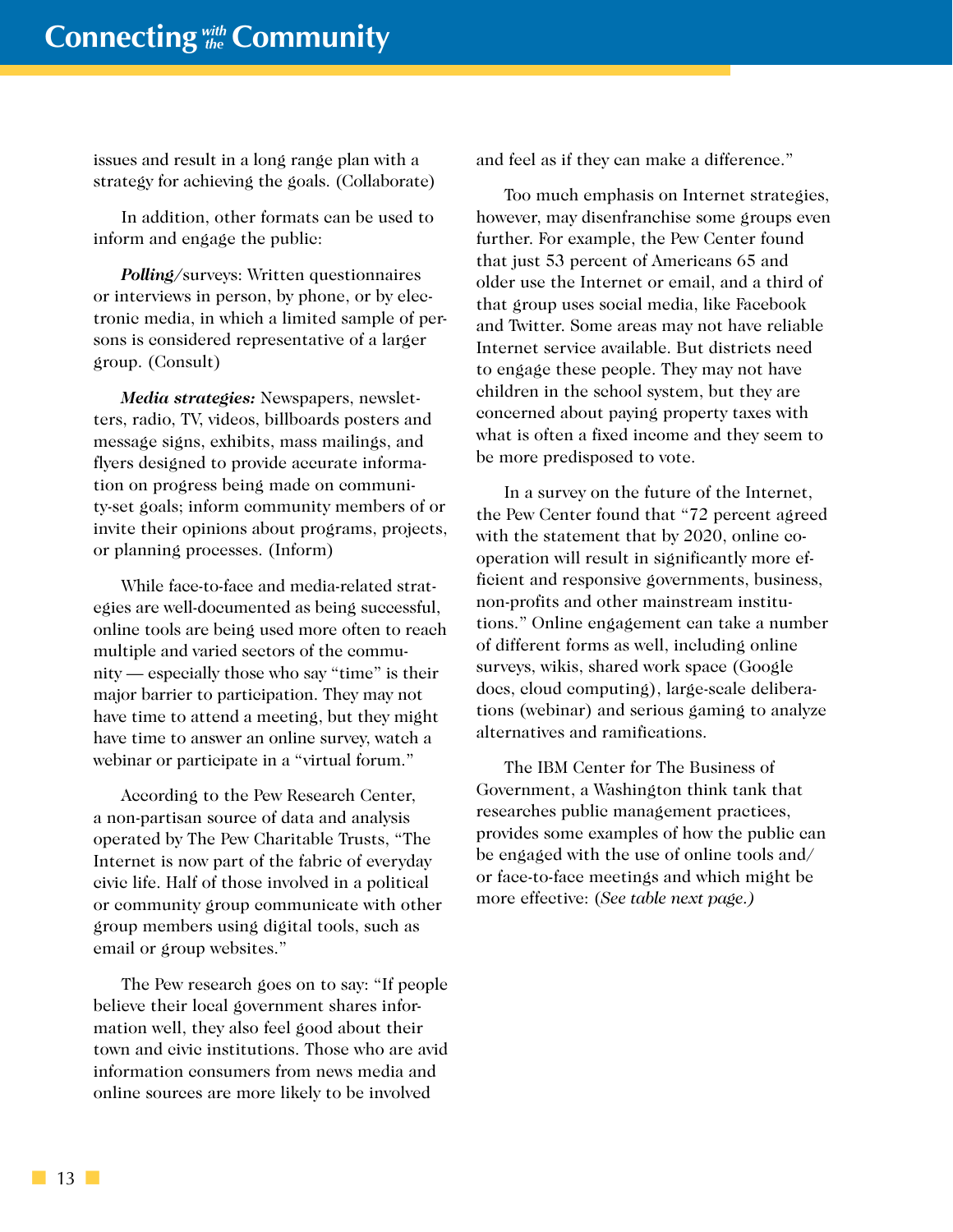issues and result in a long range plan with a strategy for achieving the goals. (Collaborate)

In addition, other formats can be used to inform and engage the public:

***Polling***/surveys: Written questionnaires or interviews in person, by phone, or by electronic media, in which a limited sample of persons is considered representative of a larger group. (Consult)

***Media strategies:*** Newspapers, newsletters, radio, TV, videos, billboards posters and message signs, exhibits, mass mailings, and flyers designed to provide accurate information on progress being made on community-set goals; inform community members of or invite their opinions about programs, projects, or planning processes. (Inform)

While face-to-face and media-related strategies are well-documented as being successful, online tools are being used more often to reach multiple and varied sectors of the community — especially those who say "time" is their major barrier to participation. They may not have time to attend a meeting, but they might have time to answer an online survey, watch a webinar or participate in a "virtual forum."

According to the Pew Research Center, a non-partisan source of data and analysis operated by The Pew Charitable Trusts, "The Internet is now part of the fabric of everyday civic life. Half of those involved in a political or community group communicate with other group members using digital tools, such as email or group websites."

The Pew research goes on to say: "If people believe their local government shares information well, they also feel good about their town and civic institutions. Those who are avid information consumers from news media and online sources are more likely to be involved and feel as if they can make a difference."

Too much emphasis on Internet strategies, however, may disenfranchise some groups even further. For example, the Pew Center found that just 53 percent of Americans 65 and older use the Internet or email, and a third of that group uses social media, like Facebook and Twitter. Some areas may not have reliable Internet service available. But districts need to engage these people. They may not have children in the school system, but they are concerned about paying property taxes with what is often a fixed income and they seem to be more predisposed to vote.

In a survey on the future of the Internet, the Pew Center found that "72 percent agreed with the statement that by 2020, online cooperation will result in significantly more efficient and responsive governments, business, non-profits and other mainstream institutions." Online engagement can take a number of different forms as well, including online surveys, wikis, shared work space (Google docs, cloud computing), large-scale deliberations (webinar) and serious gaming to analyze alternatives and ramifications.

The IBM Center for The Business of Government, a Washington think tank that researches public management practices, provides some examples of how the public can be engaged with the use of online tools and/or face-to-face meetings and which might be more effective: (*See table next page.)*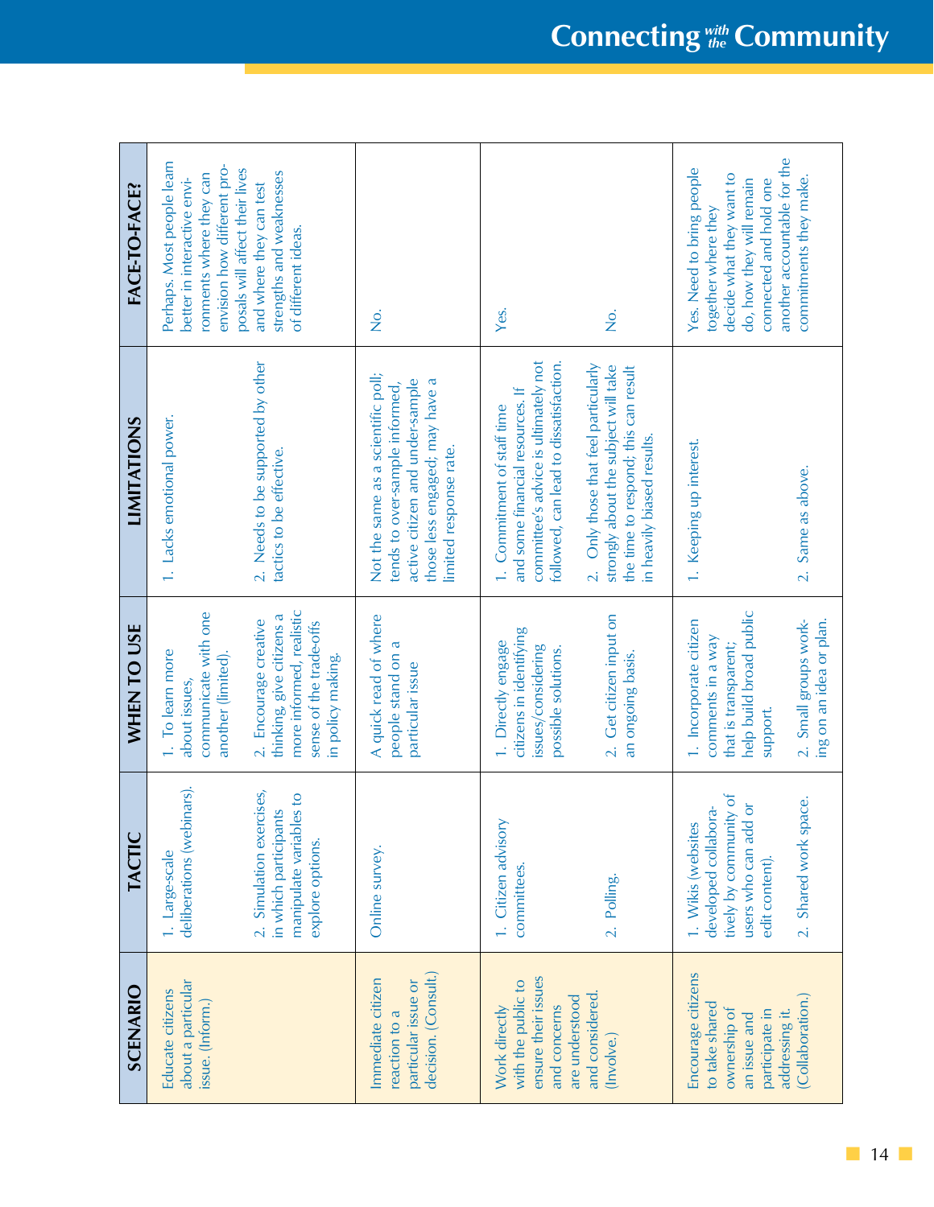| SCENARIO | TACTIC | WHEN TO USE | LIMITATIONS | FACE-TO-FACE? |
|---|---|---|---|---|
| Educate citizens about a particular issue. (Inform.) | 1. Large-scale deliberations (webinars).<br><br>2. Simulation exercises, in which participants manipulate variables to explore options. | 1. To learn more about issues, communicate with one another (limited).<br><br>2. Encourage creative thinking, give citizens a more informed, realistic sense of the trade-offs in policy making. | 1. Lacks emotional power.<br><br>2. Needs to be supported by other tactics to be effective. | Perhaps. Most people learn better in interactive environments where they can envision how different proposals will affect their lives and where they can test strengths and weaknesses of different ideas. |
| Immediate citizen reaction to a particular issue or decision. (Consult.) | Online survey. | A quick read of where people stand on a particular issue | Not the same as a scientific poll; tends to over-sample informed, active citizen and under-sample those less engaged; may have a limited response rate. | No. |
| Work directly with the public to ensure their issues and concerns are understood and considered. (Involve.) | 1. Citizen advisory committees.<br><br>2. Polling. | 1. Directly engage citizens in identifying issues/considering possible solutions.<br><br>2. Get citizen input on an ongoing basis. | 1. Commitment of staff time and some financial resources. If committee's advice is ultimately not followed, can lead to dissatisfaction.<br><br>2. Only those that feel particularly strongly about the subject will take the time to respond; this can result in heavily biased results. | Yes.<br><br>No. |
| Encourage citizens to take shared ownership of an issue and participate in addressing it. (Collaboration.) | 1. Wikis (websites developed collaboratively by community of users who can add or edit content).<br><br>2. Shared work space. | 1. Incorporate citizen comments in a way that is transparent; help build broad public support.<br><br>2. Small groups working on an idea or plan. | 1. Keeping up interest.<br><br>2. Same as above. | Yes. Need to bring people together where they decide what they want to do, how they will remain connected and hold one another accountable for the commitments they make. |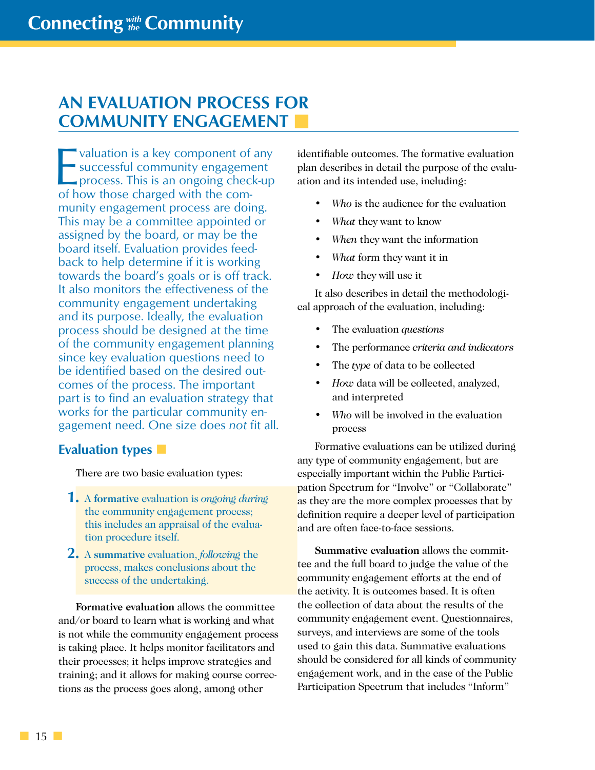# AN EVALUATION PROCESS FOR COMMUNITY ENGAGEMENT

Evaluation is a key component of any successful community engagement process. This is an ongoing check-up of how those charged with the community engagement process are doing. This may be a committee appointed or assigned by the board, or may be the board itself. Evaluation provides feedback to help determine if it is working towards the board's goals or is off track. It also monitors the effectiveness of the community engagement undertaking and its purpose. Ideally, the evaluation process should be designed at the time of the community engagement planning since key evaluation questions need to be identified based on the desired outcomes of the process. The important part is to find an evaluation strategy that works for the particular community engagement need. One size does *not* fit all.

## Evaluation types

There are two basic evaluation types:

1. A **formative** evaluation is *ongoing during* the community engagement process; this includes an appraisal of the evaluation procedure itself.
2. A **summative** evaluation, *following* the process, makes conclusions about the success of the undertaking.

**Formative evaluation** allows the committee and/or board to learn what is working and what is not while the community engagement process is taking place. It helps monitor facilitators and their processes; it helps improve strategies and training; and it allows for making course corrections as the process goes along, among other identifiable outcomes. The formative evaluation plan describes in detail the purpose of the evaluation and its intended use, including:

- *Who* is the audience for the evaluation
- *What* they want to know
- *When* they want the information
- *What* form they want it in
- *How* they will use it

It also describes in detail the methodological approach of the evaluation, including:

- The evaluation *questions*
- The performance *criteria and indicators*
- The *type* of data to be collected
- *How* data will be collected, analyzed, and interpreted
- *Who* will be involved in the evaluation process

Formative evaluations can be utilized during any type of community engagement, but are especially important within the Public Participation Spectrum for "Involve" or "Collaborate" as they are the more complex processes that by definition require a deeper level of participation and are often face-to-face sessions.

**Summative evaluation** allows the committee and the full board to judge the value of the community engagement efforts at the end of the activity. It is outcomes based. It is often the collection of data about the results of the community engagement event. Questionnaires, surveys, and interviews are some of the tools used to gain this data. Summative evaluations should be considered for all kinds of community engagement work, and in the case of the Public Participation Spectrum that includes "Inform"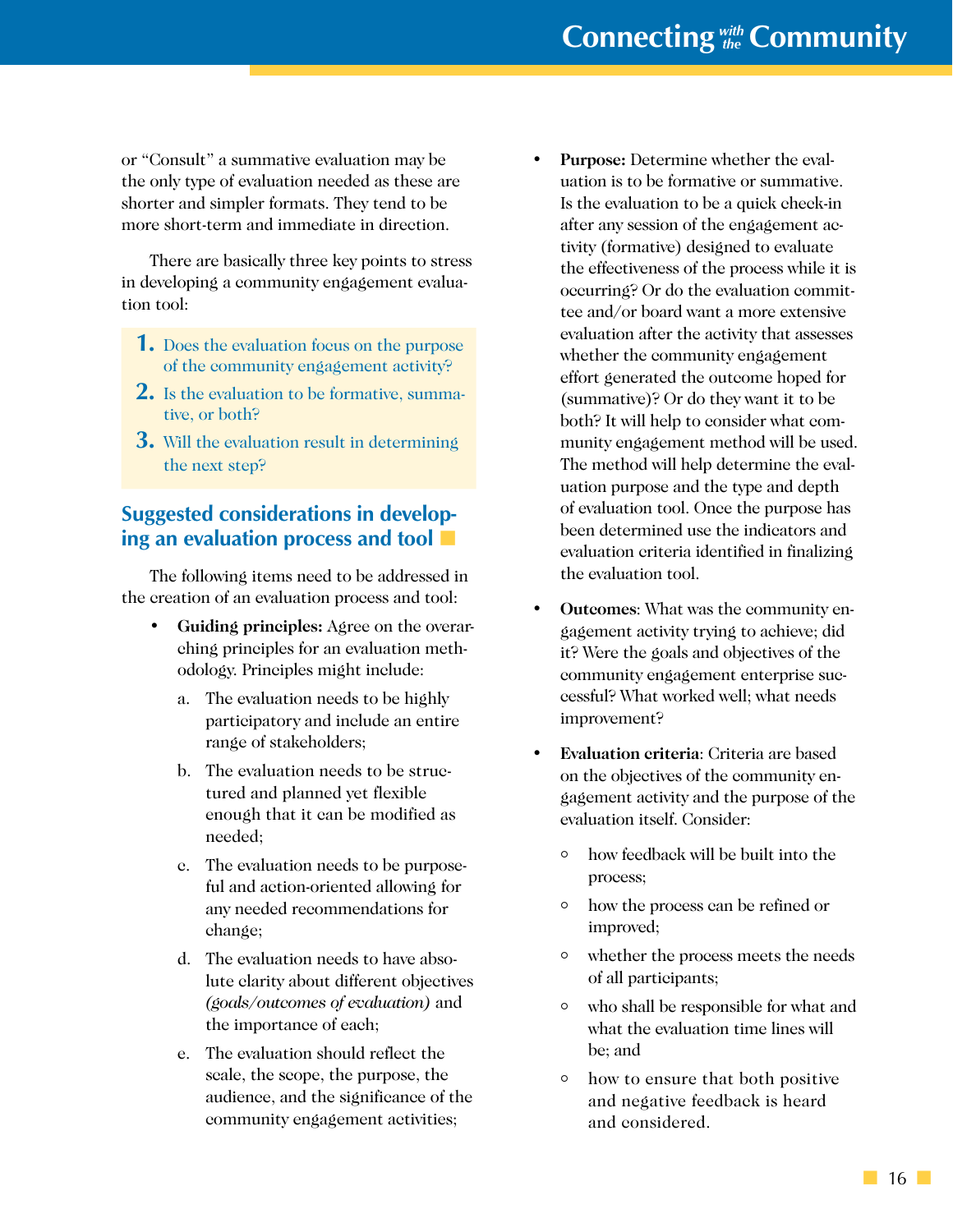or "Consult" a summative evaluation may be the only type of evaluation needed as these are shorter and simpler formats. They tend to be more short-term and immediate in direction.

There are basically three key points to stress in developing a community engagement evaluation tool:

1. Does the evaluation focus on the purpose of the community engagement activity?
2. Is the evaluation to be formative, summative, or both?
3. Will the evaluation result in determining the next step?

## Suggested considerations in developing an evaluation process and tool

The following items need to be addressed in the creation of an evaluation process and tool:

- **Guiding principles:** Agree on the overarching principles for an evaluation methodology. Principles might include:
  a. The evaluation needs to be highly participatory and include an entire range of stakeholders;
  b. The evaluation needs to be structured and planned yet flexible enough that it can be modified as needed;
  c. The evaluation needs to be purposeful and action-oriented allowing for any needed recommendations for change;
  d. The evaluation needs to have absolute clarity about different objectives *(goals/outcomes of evaluation)* and the importance of each;
  e. The evaluation should reflect the scale, the scope, the purpose, the audience, and the significance of the community engagement activities;
- **Purpose:** Determine whether the evaluation is to be formative or summative. Is the evaluation to be a quick check-in after any session of the engagement activity (formative) designed to evaluate the effectiveness of the process while it is occurring? Or do the evaluation committee and/or board want a more extensive evaluation after the activity that assesses whether the community engagement effort generated the outcome hoped for (summative)? Or do they want it to be both? It will help to consider what community engagement method will be used. The method will help determine the evaluation purpose and the type and depth of evaluation tool. Once the purpose has been determined use the indicators and evaluation criteria identified in finalizing the evaluation tool.
- **Outcomes**: What was the community engagement activity trying to achieve; did it? Were the goals and objectives of the community engagement enterprise successful? What worked well; what needs improvement?
- **Evaluation criteria**: Criteria are based on the objectives of the community engagement activity and the purpose of the evaluation itself. Consider:
  - how feedback will be built into the process;
  - how the process can be refined or improved;
  - whether the process meets the needs of all participants;
  - who shall be responsible for what and what the evaluation time lines will be; and
  - how to ensure that both positive and negative feedback is heard and considered.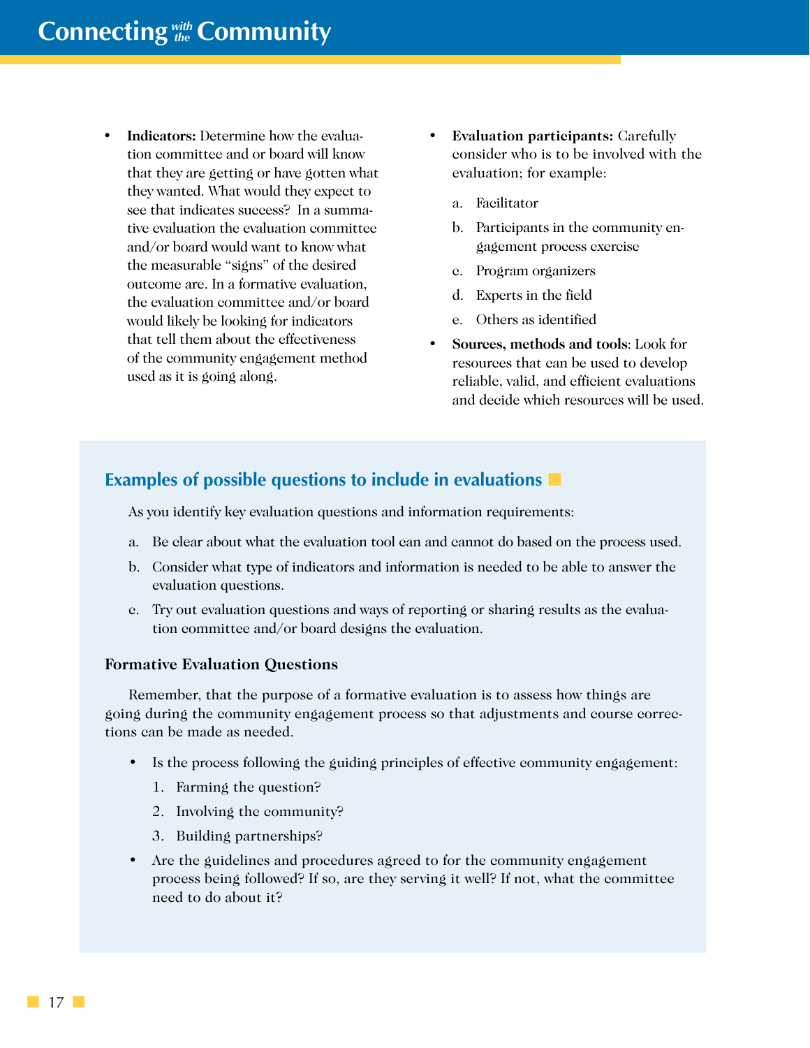- **Indicators:** Determine how the evaluation committee and or board will know that they are getting or have gotten what they wanted. What would they expect to see that indicates success? In a summative evaluation the evaluation committee and/or board would want to know what the measurable "signs" of the desired outcome are. In a formative evaluation, the evaluation committee and/or board would likely be looking for indicators that tell them about the effectiveness of the community engagement method used as it is going along.

- **Evaluation participants:** Carefully consider who is to be involved with the evaluation; for example:

  a. Facilitator

  b. Participants in the community engagement process exercise

  c. Program organizers

  d. Experts in the field

  e. Others as identified

- **Sources, methods and tools**: Look for resources that can be used to develop reliable, valid, and efficient evaluations and decide which resources will be used.

## Examples of possible questions to include in evaluations

As you identify key evaluation questions and information requirements:

a. Be clear about what the evaluation tool can and cannot do based on the process used.

b. Consider what type of indicators and information is needed to be able to answer the evaluation questions.

c. Try out evaluation questions and ways of reporting or sharing results as the evaluation committee and/or board designs the evaluation.

### Formative Evaluation Questions

Remember, that the purpose of a formative evaluation is to assess how things are going during the community engagement process so that adjustments and course corrections can be made as needed.

- Is the process following the guiding principles of effective community engagement:
  1. Farming the question?
  2. Involving the community?
  3. Building partnerships?
- Are the guidelines and procedures agreed to for the community engagement process being followed? If so, are they serving it well? If not, what the committee need to do about it?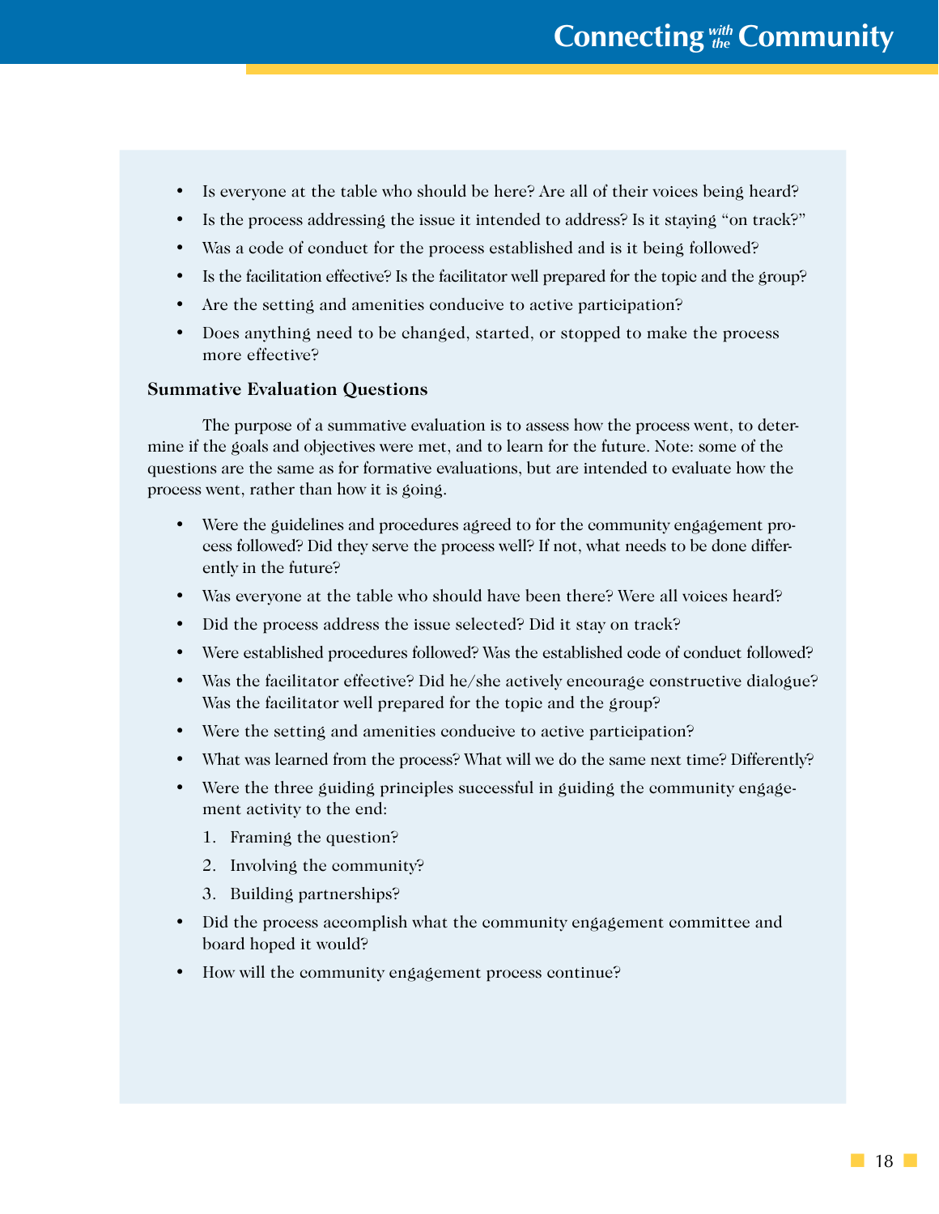- Is everyone at the table who should be here? Are all of their voices being heard?
- Is the process addressing the issue it intended to address? Is it staying "on track?"
- Was a code of conduct for the process established and is it being followed?
- Is the facilitation effective? Is the facilitator well prepared for the topic and the group?
- Are the setting and amenities conducive to active participation?
- Does anything need to be changed, started, or stopped to make the process more effective?

**Summative Evaluation Questions**

The purpose of a summative evaluation is to assess how the process went, to determine if the goals and objectives were met, and to learn for the future. Note: some of the questions are the same as for formative evaluations, but are intended to evaluate how the process went, rather than how it is going.

- Were the guidelines and procedures agreed to for the community engagement process followed? Did they serve the process well? If not, what needs to be done differently in the future?
- Was everyone at the table who should have been there? Were all voices heard?
- Did the process address the issue selected? Did it stay on track?
- Were established procedures followed? Was the established code of conduct followed?
- Was the facilitator effective? Did he/she actively encourage constructive dialogue? Was the facilitator well prepared for the topic and the group?
- Were the setting and amenities conducive to active participation?
- What was learned from the process? What will we do the same next time? Differently?
- Were the three guiding principles successful in guiding the community engagement activity to the end:
  1. Framing the question?
  2. Involving the community?
  3. Building partnerships?
- Did the process accomplish what the community engagement committee and board hoped it would?
- How will the community engagement process continue?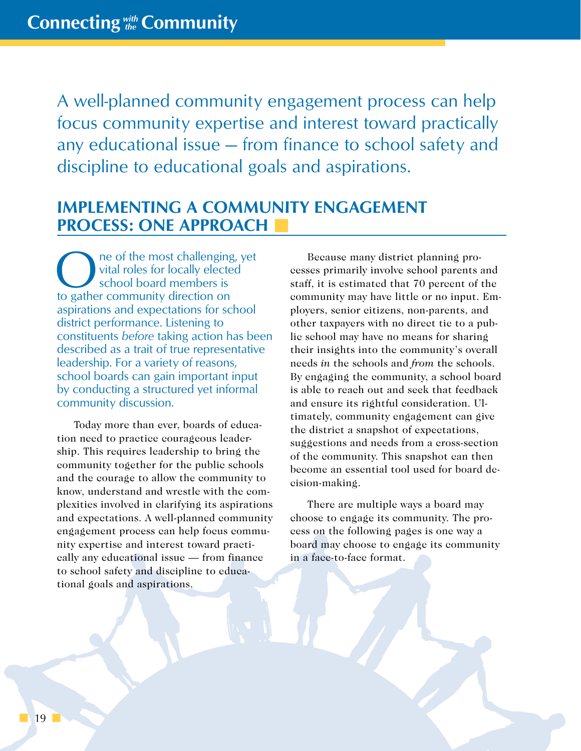A well-planned community engagement process can help focus community expertise and interest toward practically any educational issue — from finance to school safety and discipline to educational goals and aspirations.

## IMPLEMENTING A COMMUNITY ENGAGEMENT PROCESS: ONE APPROACH

One of the most challenging, yet vital roles for locally elected school board members is to gather community direction on aspirations and expectations for school district performance. Listening to constituents *before* taking action has been described as a trait of true representative leadership. For a variety of reasons, school boards can gain important input by conducting a structured yet informal community discussion.

Today more than ever, boards of education need to practice courageous leadership. This requires leadership to bring the community together for the public schools and the courage to allow the community to know, understand and wrestle with the complexities involved in clarifying its aspirations and expectations. A well-planned community engagement process can help focus community expertise and interest toward practically any educational issue — from finance to school safety and discipline to educational goals and aspirations.

Because many district planning processes primarily involve school parents and staff, it is estimated that 70 percent of the community may have little or no input. Employers, senior citizens, non-parents, and other taxpayers with no direct tie to a public school may have no means for sharing their insights into the community's overall needs *in* the schools and *from* the schools. By engaging the community, a school board is able to reach out and seek that feedback and ensure its rightful consideration. Ultimately, community engagement can give the district a snapshot of expectations, suggestions and needs from a cross-section of the community. This snapshot can then become an essential tool used for board decision-making.

There are multiple ways a board may choose to engage its community. The process on the following pages is one way a board may choose to engage its community in a face-to-face format.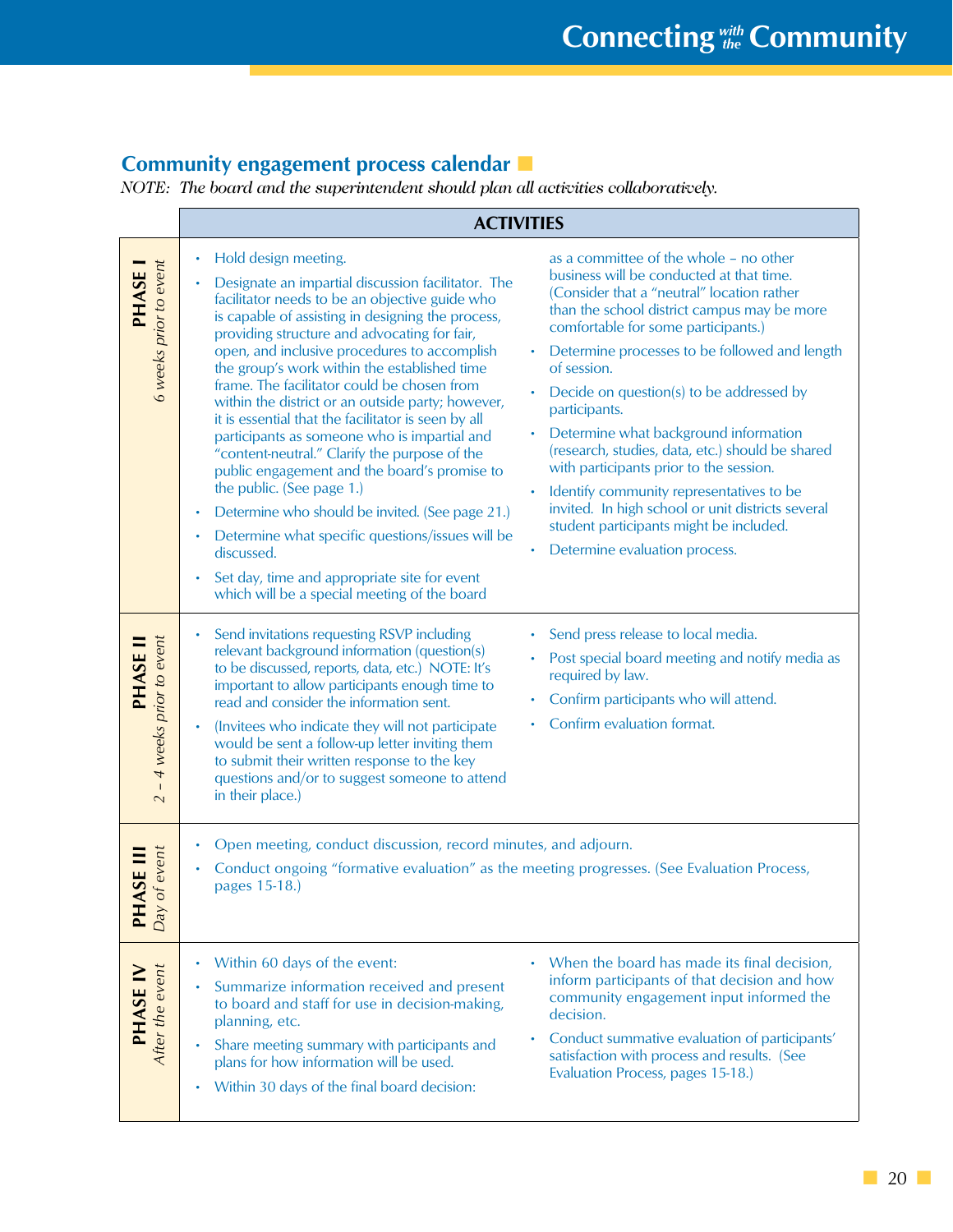## Community engagement process calendar

*NOTE: The board and the superintendent should plan all activities collaboratively.*

| | ACTIVITIES |
|---|---|
| **PHASE I** *6 weeks prior to event* | • Hold design meeting. <br> • Designate an impartial discussion facilitator. The facilitator needs to be an objective guide who is capable of assisting in designing the process, providing structure and advocating for fair, open, and inclusive procedures to accomplish the group's work within the established time frame. The facilitator could be chosen from within the district or an outside party; however, it is essential that the facilitator is seen by all participants as someone who is impartial and "content-neutral." Clarify the purpose of the public engagement and the board's promise to the public. (See page 1.) <br> • Determine who should be invited. (See page 21.) <br> • Determine what specific questions/issues will be discussed. <br> • Set day, time and appropriate site for event which will be a special meeting of the board as a committee of the whole – no other business will be conducted at that time. (Consider that a "neutral" location rather than the school district campus may be more comfortable for some participants.) <br> • Determine processes to be followed and length of session. <br> • Decide on question(s) to be addressed by participants. <br> • Determine what background information (research, studies, data, etc.) should be shared with participants prior to the session. <br> • Identify community representatives to be invited. In high school or unit districts several student participants might be included. <br> • Determine evaluation process. |
| **PHASE II** *2 – 4 weeks prior to event* | • Send invitations requesting RSVP including relevant background information (question(s) to be discussed, reports, data, etc.) NOTE: It's important to allow participants enough time to read and consider the information sent. <br> • (Invitees who indicate they will not participate would be sent a follow-up letter inviting them to submit their written response to the key questions and/or to suggest someone to attend in their place.) <br> • Send press release to local media. <br> • Post special board meeting and notify media as required by law. <br> • Confirm participants who will attend. <br> • Confirm evaluation format. |
| **PHASE III** *Day of event* | • Open meeting, conduct discussion, record minutes, and adjourn. <br> • Conduct ongoing "formative evaluation" as the meeting progresses. (See Evaluation Process, pages 15-18.) |
| **PHASE IV** *After the event* | • Within 60 days of the event: <br> • Summarize information received and present to board and staff for use in decision-making, planning, etc. <br> • Share meeting summary with participants and plans for how information will be used. <br> • Within 30 days of the final board decision: <br> • When the board has made its final decision, inform participants of that decision and how community engagement input informed the decision. <br> • Conduct summative evaluation of participants' satisfaction with process and results. (See Evaluation Process, pages 15-18.) |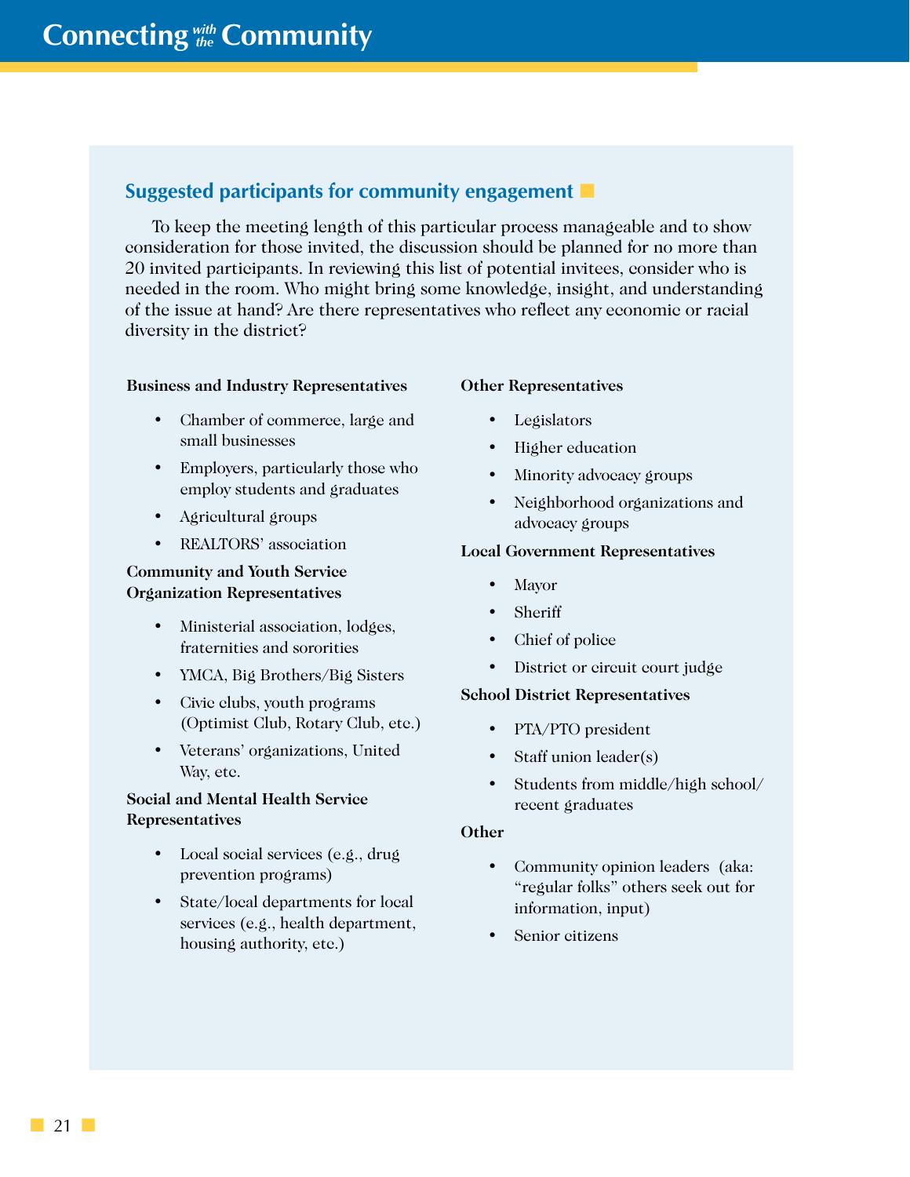## Suggested participants for community engagement

To keep the meeting length of this particular process manageable and to show consideration for those invited, the discussion should be planned for no more than 20 invited participants. In reviewing this list of potential invitees, consider who is needed in the room. Who might bring some knowledge, insight, and understanding of the issue at hand? Are there representatives who reflect any economic or racial diversity in the district?

**Business and Industry Representatives**

- Chamber of commerce, large and small businesses
- Employers, particularly those who employ students and graduates
- Agricultural groups
- REALTORS' association

**Community and Youth Service Organization Representatives**

- Ministerial association, lodges, fraternities and sororities
- YMCA, Big Brothers/Big Sisters
- Civic clubs, youth programs (Optimist Club, Rotary Club, etc.)
- Veterans' organizations, United Way, etc.

**Social and Mental Health Service Representatives**

- Local social services (e.g., drug prevention programs)
- State/local departments for local services (e.g., health department, housing authority, etc.)

**Other Representatives**

- Legislators
- Higher education
- Minority advocacy groups
- Neighborhood organizations and advocacy groups

**Local Government Representatives**

- Mayor
- Sheriff
- Chief of police
- District or circuit court judge

**School District Representatives**

- PTA/PTO president
- Staff union leader(s)
- Students from middle/high school/ recent graduates

**Other**

- Community opinion leaders (aka: "regular folks" others seek out for information, input)
- Senior citizens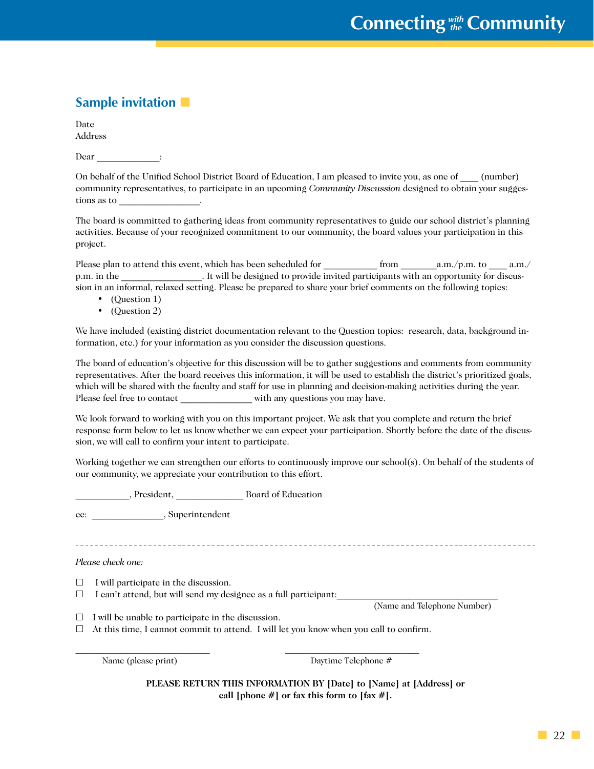## Sample invitation

Date
Address

Dear ____________:

On behalf of the Unified School District Board of Education, I am pleased to invite you, as one of ____ (number) community representatives, to participate in an upcoming *Community Discussion* designed to obtain your suggestions as to ________________.

The board is committed to gathering ideas from community representatives to guide our school district's planning activities. Because of your recognized commitment to our community, the board values your participation in this project.

Please plan to attend this event, which has been scheduled for __________ from _______a.m./p.m. to ____ a.m./p.m. in the ________________. It will be designed to provide invited participants with an opportunity for discussion in an informal, relaxed setting. Please be prepared to share your brief comments on the following topics:

- (Question 1)
- (Question 2)

We have included (existing district documentation relevant to the Question topics: research, data, background information, etc.) for your information as you consider the discussion questions.

The board of education's objective for this discussion will be to gather suggestions and comments from community representatives. After the board receives this information, it will be used to establish the district's prioritized goals, which will be shared with the faculty and staff for use in planning and decision-making activities during the year. Please feel free to contact ______________ with any questions you may have.

We look forward to working with you on this important project. We ask that you complete and return the brief response form below to let us know whether we can expect your participation. Shortly before the date of the discussion, we will call to confirm your intent to participate.

Working together we can strengthen our efforts to continuously improve our school(s). On behalf of the students of our community, we appreciate your contribution to this effort.

__________, President, _____________ Board of Education

cc: ______________, Superintendent

---

*Please check one:*

☐ I will participate in the discussion.
☐ I can't attend, but will send my designee as a full participant:______________________________
(Name and Telephone Number)
☐ I will be unable to participate in the discussion.
☐ At this time, I cannot commit to attend. I will let you know when you call to confirm.

_________________________ Name (please print)

_________________________ Daytime Telephone #

**PLEASE RETURN THIS INFORMATION BY [Date] to [Name] at [Address] or call [phone #] or fax this form to [fax #].**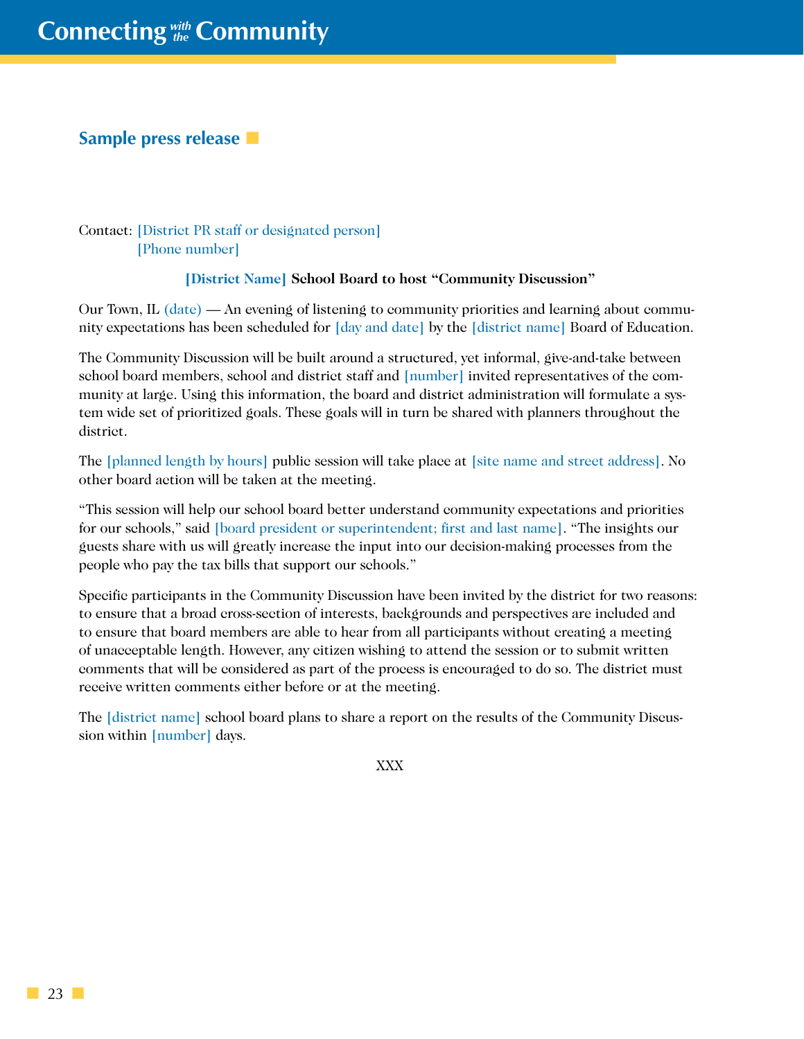## Sample press release

Contact: [District PR staff or designated person]
[Phone number]

**[District Name] School Board to host "Community Discussion"**

Our Town, IL (date) — An evening of listening to community priorities and learning about community expectations has been scheduled for [day and date] by the [district name] Board of Education.

The Community Discussion will be built around a structured, yet informal, give-and-take between school board members, school and district staff and [number] invited representatives of the community at large. Using this information, the board and district administration will formulate a system wide set of prioritized goals. These goals will in turn be shared with planners throughout the district.

The [planned length by hours] public session will take place at [site name and street address]. No other board action will be taken at the meeting.

"This session will help our school board better understand community expectations and priorities for our schools," said [board president or superintendent; first and last name]. "The insights our guests share with us will greatly increase the input into our decision-making processes from the people who pay the tax bills that support our schools."

Specific participants in the Community Discussion have been invited by the district for two reasons: to ensure that a broad cross-section of interests, backgrounds and perspectives are included and to ensure that board members are able to hear from all participants without creating a meeting of unacceptable length. However, any citizen wishing to attend the session or to submit written comments that will be considered as part of the process is encouraged to do so. The district must receive written comments either before or at the meeting.

The [district name] school board plans to share a report on the results of the Community Discussion within [number] days.

XXX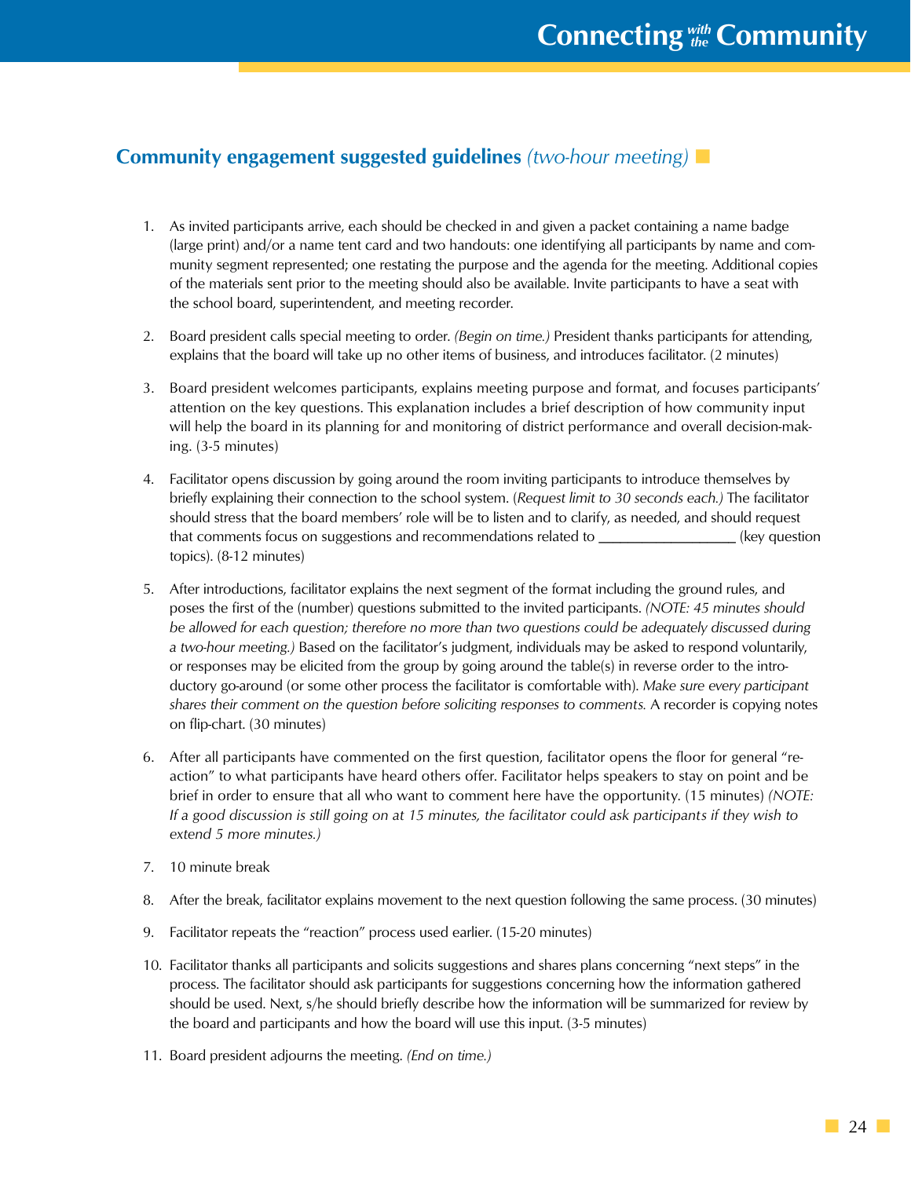## **Community engagement suggested guidelines** *(two-hour meeting)*

1. As invited participants arrive, each should be checked in and given a packet containing a name badge (large print) and/or a name tent card and two handouts: one identifying all participants by name and community segment represented; one restating the purpose and the agenda for the meeting. Additional copies of the materials sent prior to the meeting should also be available. Invite participants to have a seat with the school board, superintendent, and meeting recorder.

2. Board president calls special meeting to order. *(Begin on time.)* President thanks participants for attending, explains that the board will take up no other items of business, and introduces facilitator. (2 minutes)

3. Board president welcomes participants, explains meeting purpose and format, and focuses participants' attention on the key questions. This explanation includes a brief description of how community input will help the board in its planning for and monitoring of district performance and overall decision-making. (3-5 minutes)

4. Facilitator opens discussion by going around the room inviting participants to introduce themselves by briefly explaining their connection to the school system. (*Request limit to 30 seconds each.)* The facilitator should stress that the board members' role will be to listen and to clarify, as needed, and should request that comments focus on suggestions and recommendations related to __________________ (key question topics). (8-12 minutes)

5. After introductions, facilitator explains the next segment of the format including the ground rules, and poses the first of the (number) questions submitted to the invited participants. *(NOTE: 45 minutes should be allowed for each question; therefore no more than two questions could be adequately discussed during a two-hour meeting.)* Based on the facilitator's judgment, individuals may be asked to respond voluntarily, or responses may be elicited from the group by going around the table(s) in reverse order to the introductory go-around (or some other process the facilitator is comfortable with). *Make sure every participant shares their comment on the question before soliciting responses to comments.* A recorder is copying notes on flip-chart. (30 minutes)

6. After all participants have commented on the first question, facilitator opens the floor for general "reaction" to what participants have heard others offer. Facilitator helps speakers to stay on point and be brief in order to ensure that all who want to comment here have the opportunity. (15 minutes) *(NOTE: If a good discussion is still going on at 15 minutes, the facilitator could ask participants if they wish to extend 5 more minutes.)*

7. 10 minute break

8. After the break, facilitator explains movement to the next question following the same process. (30 minutes)

9. Facilitator repeats the "reaction" process used earlier. (15-20 minutes)

10. Facilitator thanks all participants and solicits suggestions and shares plans concerning "next steps" in the process. The facilitator should ask participants for suggestions concerning how the information gathered should be used. Next, s/he should briefly describe how the information will be summarized for review by the board and participants and how the board will use this input. (3-5 minutes)

11. Board president adjourns the meeting. *(End on time.)*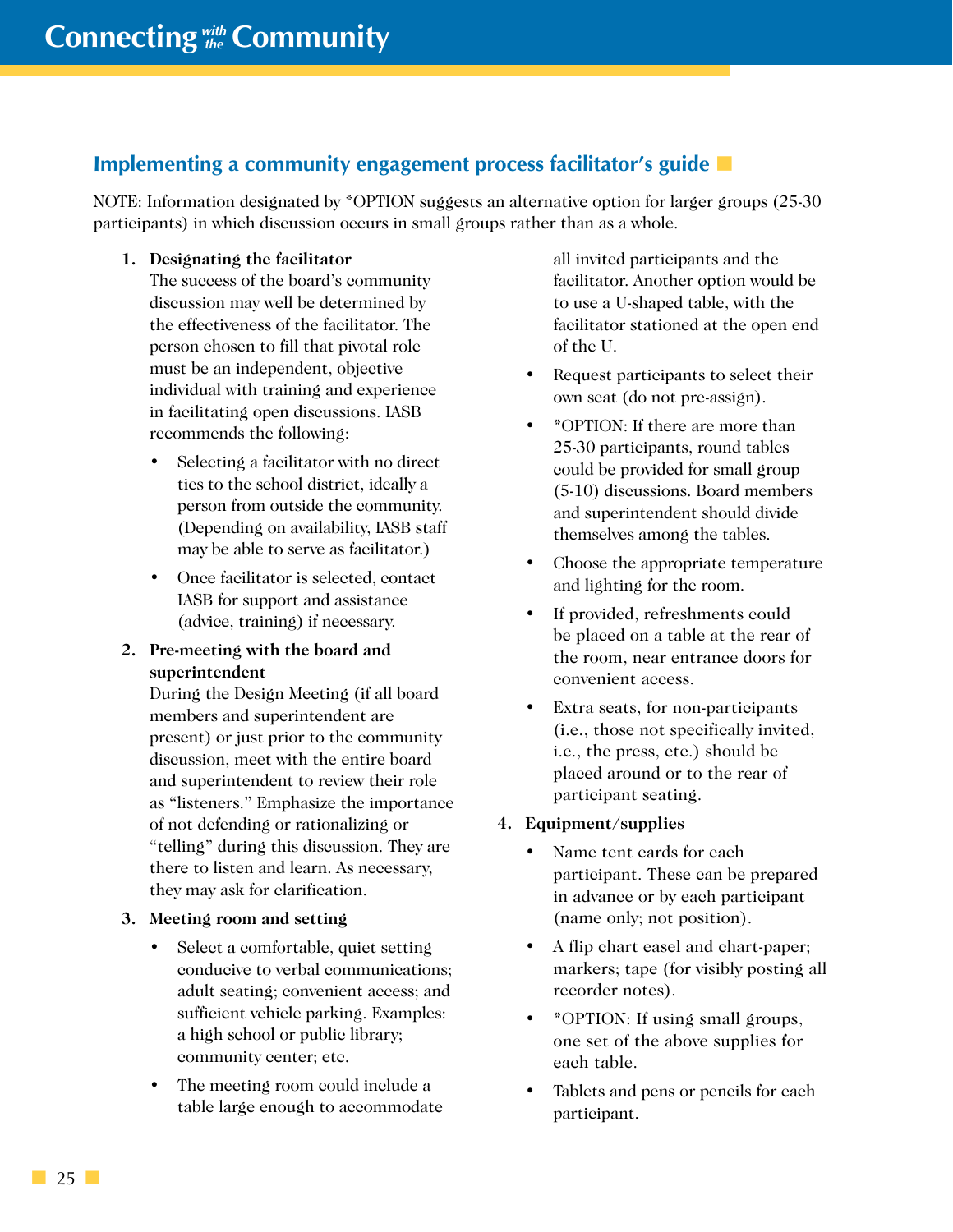## Implementing a community engagement process facilitator's guide

NOTE: Information designated by *OPTION suggests an alternative option for larger groups (25-30 participants) in which discussion occurs in small groups rather than as a whole.

1. **Designating the facilitator**
   The success of the board's community discussion may well be determined by the effectiveness of the facilitator. The person chosen to fill that pivotal role must be an independent, objective individual with training and experience in facilitating open discussions. IASB recommends the following:
   - Selecting a facilitator with no direct ties to the school district, ideally a person from outside the community. (Depending on availability, IASB staff may be able to serve as facilitator.)
   - Once facilitator is selected, contact IASB for support and assistance (advice, training) if necessary.

2. **Pre-meeting with the board and superintendent**
   During the Design Meeting (if all board members and superintendent are present) or just prior to the community discussion, meet with the entire board and superintendent to review their role as "listeners." Emphasize the importance of not defending or rationalizing or "telling" during this discussion. They are there to listen and learn. As necessary, they may ask for clarification.

3. **Meeting room and setting**
   - Select a comfortable, quiet setting conducive to verbal communications; adult seating; convenient access; and sufficient vehicle parking. Examples: a high school or public library; community center; etc.
   - The meeting room could include a table large enough to accommodate all invited participants and the facilitator. Another option would be to use a U-shaped table, with the facilitator stationed at the open end of the U.
   - Request participants to select their own seat (do not pre-assign).
   - *OPTION: If there are more than 25-30 participants, round tables could be provided for small group (5-10) discussions. Board members and superintendent should divide themselves among the tables.
   - Choose the appropriate temperature and lighting for the room.
   - If provided, refreshments could be placed on a table at the rear of the room, near entrance doors for convenient access.
   - Extra seats, for non-participants (i.e., those not specifically invited, i.e., the press, etc.) should be placed around or to the rear of participant seating.

4. **Equipment/supplies**
   - Name tent cards for each participant. These can be prepared in advance or by each participant (name only; not position).
   - A flip chart easel and chart-paper; markers; tape (for visibly posting all recorder notes).
   - *OPTION: If using small groups, one set of the above supplies for each table.
   - Tablets and pens or pencils for each participant.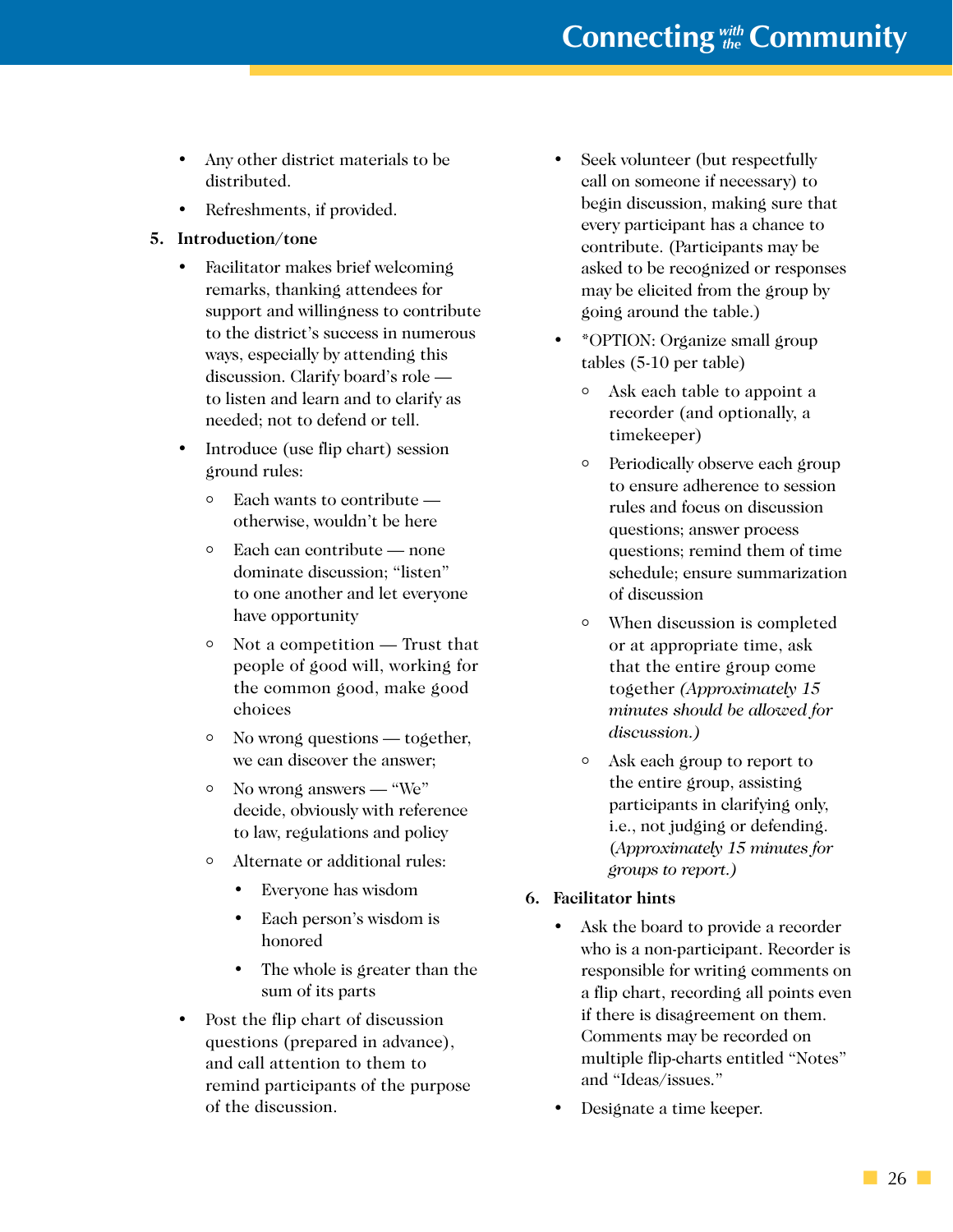- Any other district materials to be distributed.
- Refreshments, if provided.

5. **Introduction/tone**
   - Facilitator makes brief welcoming remarks, thanking attendees for support and willingness to contribute to the district's success in numerous ways, especially by attending this discussion. Clarify board's role — to listen and learn and to clarify as needed; not to defend or tell.
   - Introduce (use flip chart) session ground rules:
     - Each wants to contribute — otherwise, wouldn't be here
     - Each can contribute — none dominate discussion; "listen" to one another and let everyone have opportunity
     - Not a competition — Trust that people of good will, working for the common good, make good choices
     - No wrong questions — together, we can discover the answer;
     - No wrong answers — "We" decide, obviously with reference to law, regulations and policy
     - Alternate or additional rules:
       - Everyone has wisdom
       - Each person's wisdom is honored
       - The whole is greater than the sum of its parts
   - Post the flip chart of discussion questions (prepared in advance), and call attention to them to remind participants of the purpose of the discussion.
   - Seek volunteer (but respectfully call on someone if necessary) to begin discussion, making sure that every participant has a chance to contribute. (Participants may be asked to be recognized or responses may be elicited from the group by going around the table.)
   - *OPTION: Organize small group tables (5-10 per table)
     - Ask each table to appoint a recorder (and optionally, a timekeeper)
     - Periodically observe each group to ensure adherence to session rules and focus on discussion questions; answer process questions; remind them of time schedule; ensure summarization of discussion
     - When discussion is completed or at appropriate time, ask that the entire group come together *(Approximately 15 minutes should be allowed for discussion.)*
     - Ask each group to report to the entire group, assisting participants in clarifying only, i.e., not judging or defending. *(Approximately 15 minutes for groups to report.)*

6. **Facilitator hints**
   - Ask the board to provide a recorder who is a non-participant. Recorder is responsible for writing comments on a flip chart, recording all points even if there is disagreement on them. Comments may be recorded on multiple flip-charts entitled "Notes" and "Ideas/issues."
   - Designate a time keeper.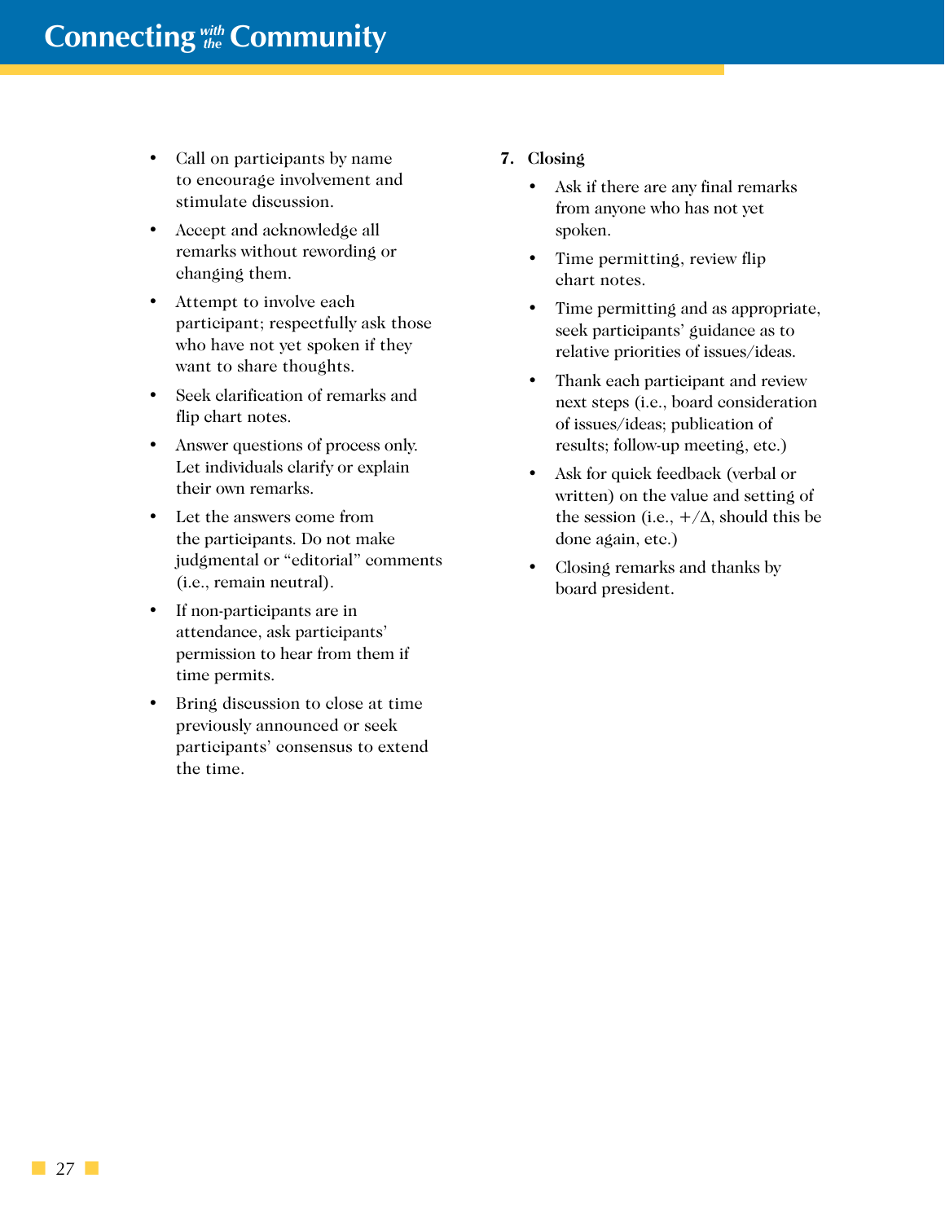- Call on participants by name to encourage involvement and stimulate discussion.
- Accept and acknowledge all remarks without rewording or changing them.
- Attempt to involve each participant; respectfully ask those who have not yet spoken if they want to share thoughts.
- Seek clarification of remarks and flip chart notes.
- Answer questions of process only. Let individuals clarify or explain their own remarks.
- Let the answers come from the participants. Do not make judgmental or "editorial" comments (i.e., remain neutral).
- If non-participants are in attendance, ask participants' permission to hear from them if time permits.
- Bring discussion to close at time previously announced or seek participants' consensus to extend the time.

**7. Closing**

- Ask if there are any final remarks from anyone who has not yet spoken.
- Time permitting, review flip chart notes.
- Time permitting and as appropriate, seek participants' guidance as to relative priorities of issues/ideas.
- Thank each participant and review next steps (i.e., board consideration of issues/ideas; publication of results; follow-up meeting, etc.)
- Ask for quick feedback (verbal or written) on the value and setting of the session (i.e., +/Δ, should this be done again, etc.)
- Closing remarks and thanks by board president.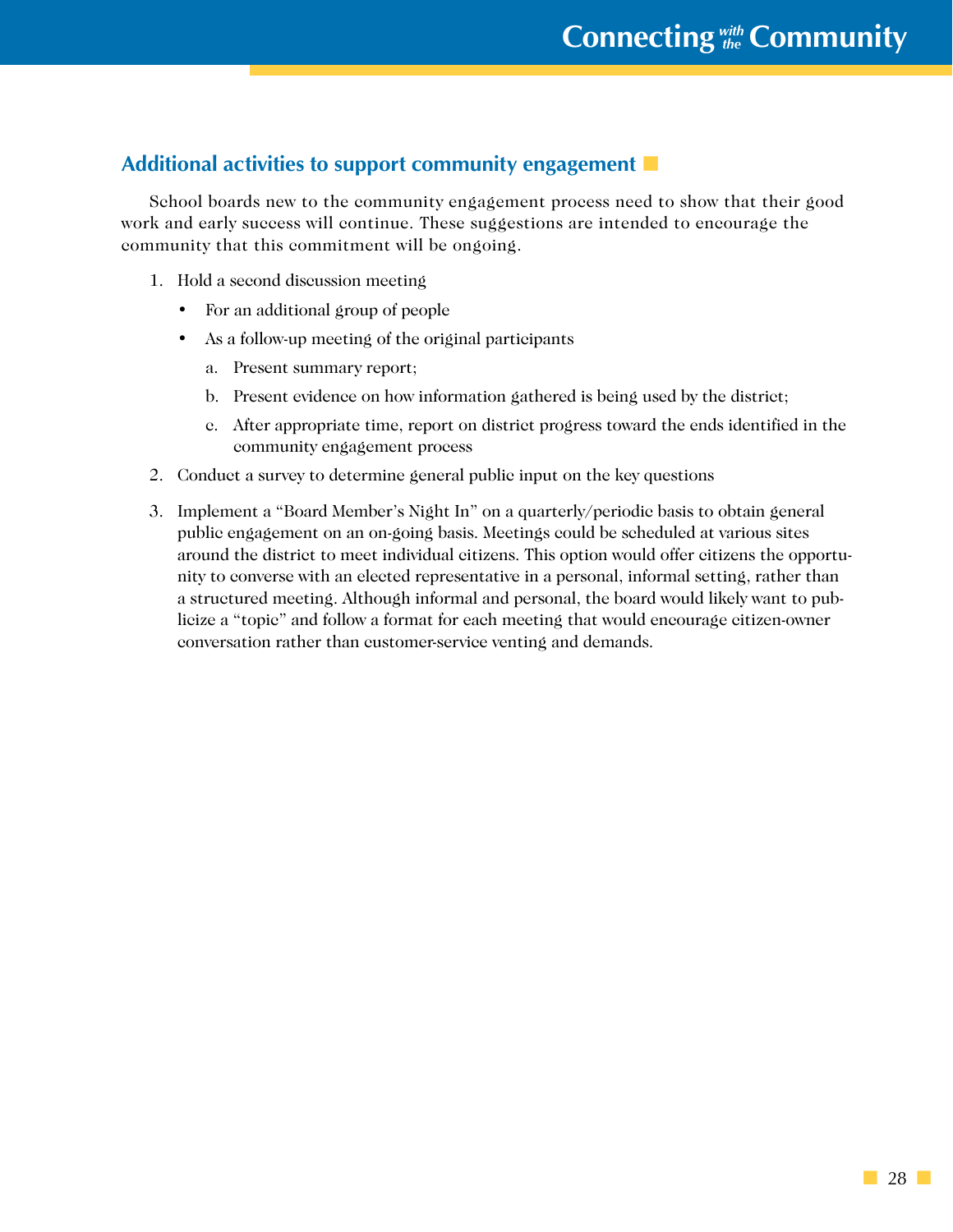## Additional activities to support community engagement

School boards new to the community engagement process need to show that their good work and early success will continue. These suggestions are intended to encourage the community that this commitment will be ongoing.

1. Hold a second discussion meeting
   - For an additional group of people
   - As a follow-up meeting of the original participants
     a. Present summary report;
     b. Present evidence on how information gathered is being used by the district;
     c. After appropriate time, report on district progress toward the ends identified in the community engagement process
2. Conduct a survey to determine general public input on the key questions
3. Implement a "Board Member's Night In" on a quarterly/periodic basis to obtain general public engagement on an on-going basis. Meetings could be scheduled at various sites around the district to meet individual citizens. This option would offer citizens the opportunity to converse with an elected representative in a personal, informal setting, rather than a structured meeting. Although informal and personal, the board would likely want to publicize a "topic" and follow a format for each meeting that would encourage citizen-owner conversation rather than customer-service venting and demands.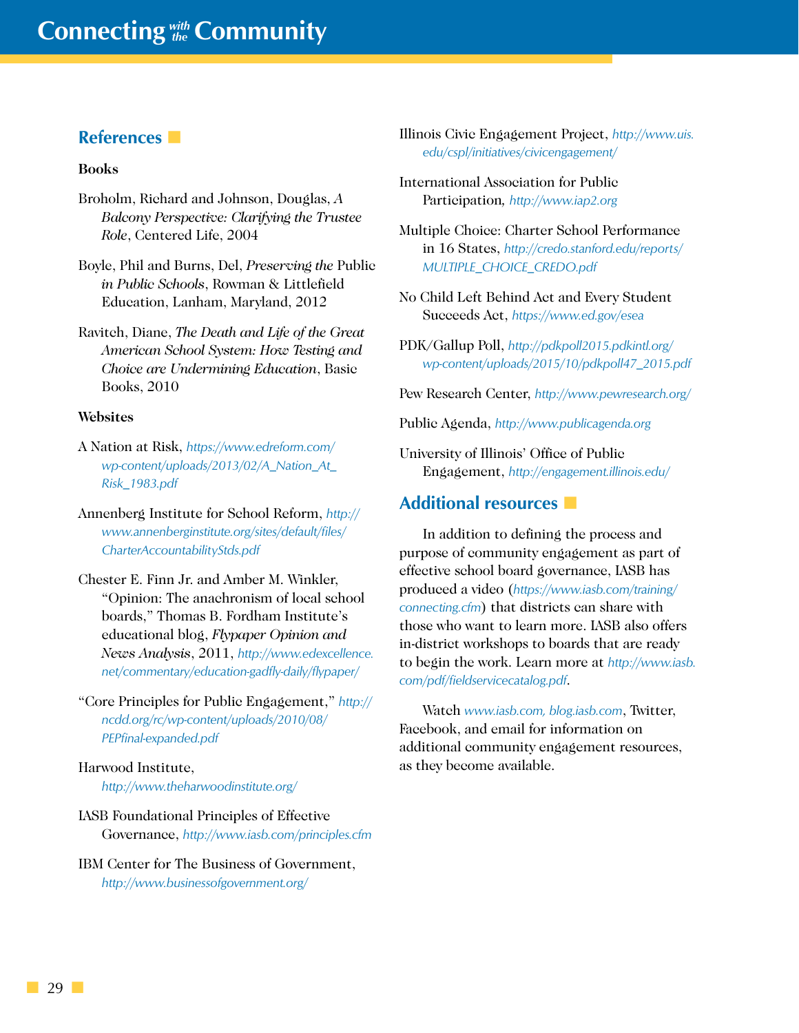## References

**Books**

Broholm, Richard and Johnson, Douglas, *A Balcony Perspective: Clarifying the Trustee Role*, Centered Life, 2004

Boyle, Phil and Burns, Del, *Preserving the* Public *in Public Schools*, Rowman & Littlefield Education, Lanham, Maryland, 2012

Ravitch, Diane, *The Death and Life of the Great American School System: How Testing and Choice are Undermining Education*, Basic Books, 2010

**Websites**

A Nation at Risk, *https://www.edreform.com/wp-content/uploads/2013/02/A_Nation_At_Risk_1983.pdf*

Annenberg Institute for School Reform, *http://www.annenberginstitute.org/sites/default/files/CharterAccountabilityStds.pdf*

Chester E. Finn Jr. and Amber M. Winkler, "Opinion: The anachronism of local school boards," Thomas B. Fordham Institute's educational blog, *Flypaper Opinion and News Analysis*, 2011, *http://www.edexcellence.net/commentary/education-gadfly-daily/flypaper/*

"Core Principles for Public Engagement," *http://ncdd.org/rc/wp-content/uploads/2010/08/PEPfinal-expanded.pdf*

Harwood Institute, *http://www.theharwoodinstitute.org/*

IASB Foundational Principles of Effective Governance, *http://www.iasb.com/principles.cfm*

IBM Center for The Business of Government, *http://www.businessofgovernment.org/*

Illinois Civic Engagement Project, *http://www.uis.edu/cspl/initiatives/civicengagement/*

International Association for Public Participation, *http://www.iap2.org*

Multiple Choice: Charter School Performance in 16 States, *http://credo.stanford.edu/reports/MULTIPLE_CHOICE_CREDO.pdf*

No Child Left Behind Act and Every Student Succeeds Act, *https://www.ed.gov/esea*

PDK/Gallup Poll, *http://pdkpoll2015.pdkintl.org/wp-content/uploads/2015/10/pdkpoll47_2015.pdf*

Pew Research Center, *http://www.pewresearch.org/*

Public Agenda, *http://www.publicagenda.org*

University of Illinois' Office of Public Engagement, *http://engagement.illinois.edu/*

## Additional resources

In addition to defining the process and purpose of community engagement as part of effective school board governance, IASB has produced a video (*https://www.iasb.com/training/connecting.cfm*) that districts can share with those who want to learn more. IASB also offers in-district workshops to boards that are ready to begin the work. Learn more at *http://www.iasb.com/pdf/fieldservicecatalog.pdf*.

Watch *www.iasb.com, blog.iasb.com*, Twitter, Facebook, and email for information on additional community engagement resources, as they become available.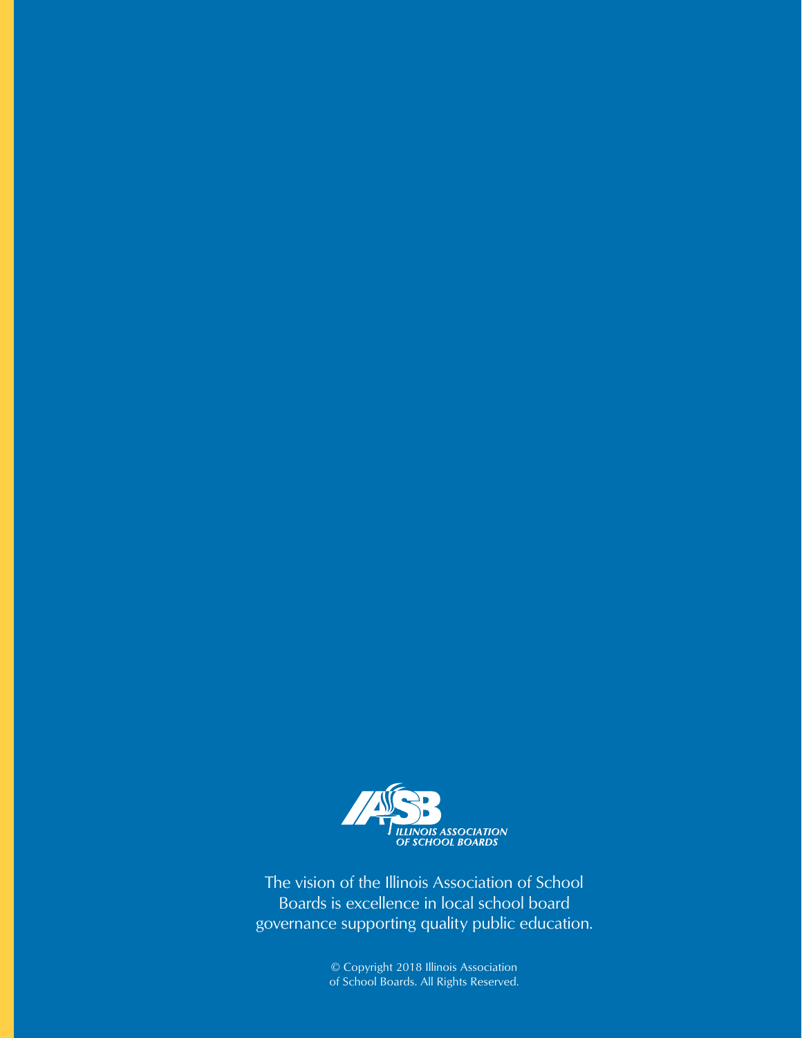ILLINOIS ASSOCIATION OF SCHOOL BOARDS

The vision of the Illinois Association of School Boards is excellence in local school board governance supporting quality public education.

© Copyright 2018 Illinois Association of School Boards. All Rights Reserved.